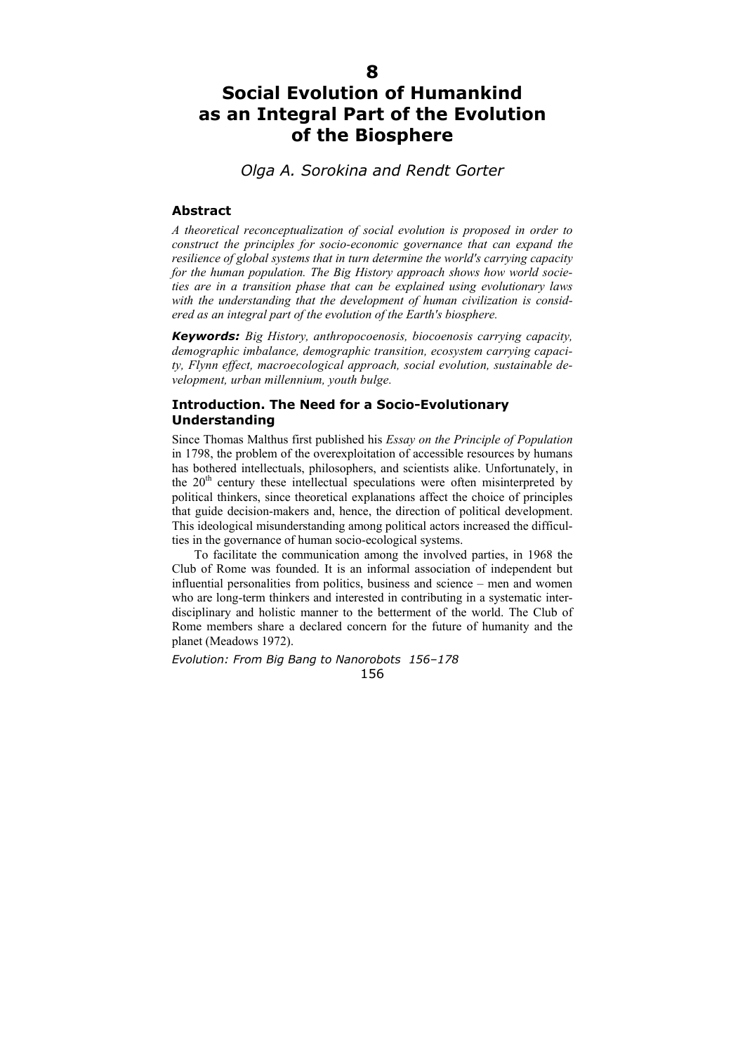# 8

# Social Evolution of Humankind as an Integral Part of the Evolution of the Biosphere

*Olga A. Sorokina and Rendt Gorter*

## Abstract

*A theoretical reconceptualization of social evolution is proposed in order to construct the principles for socio-economic governance that can expand the resilience of global systems that in turn determine the world's carrying capacity for the human population. The Big History approach shows how world societies are in a transition phase that can be explained using evolutionary laws with the understanding that the development of human civilization is considered as an integral part of the evolution of the Earth's biosphere.*

***Keywords:*** *Big History, anthropocoenosis, biocoenosis carrying capacity, demographic imbalance, demographic transition, ecosystem carrying capacity, Flynn effect, macroecological approach, social evolution, sustainable development, urban millennium, youth bulge.*

## Introduction. The Need for a Socio-Evolutionary Understanding

Since Thomas Malthus first published his *Essay on the Principle of Population* in 1798, the problem of the overexploitation of accessible resources by humans has bothered intellectuals, philosophers, and scientists alike. Unfortunately, in the 20th century these intellectual speculations were often misinterpreted by political thinkers, since theoretical explanations affect the choice of principles that guide decision-makers and, hence, the direction of political development. This ideological misunderstanding among political actors increased the difficulties in the governance of human socio-ecological systems.

To facilitate the communication among the involved parties, in 1968 the Club of Rome was founded. It is an informal association of independent but influential personalities from politics, business and science – men and women who are long-term thinkers and interested in contributing in a systematic interdisciplinary and holistic manner to the betterment of the world. The Club of Rome members share a declared concern for the future of humanity and the planet (Meadows 1972).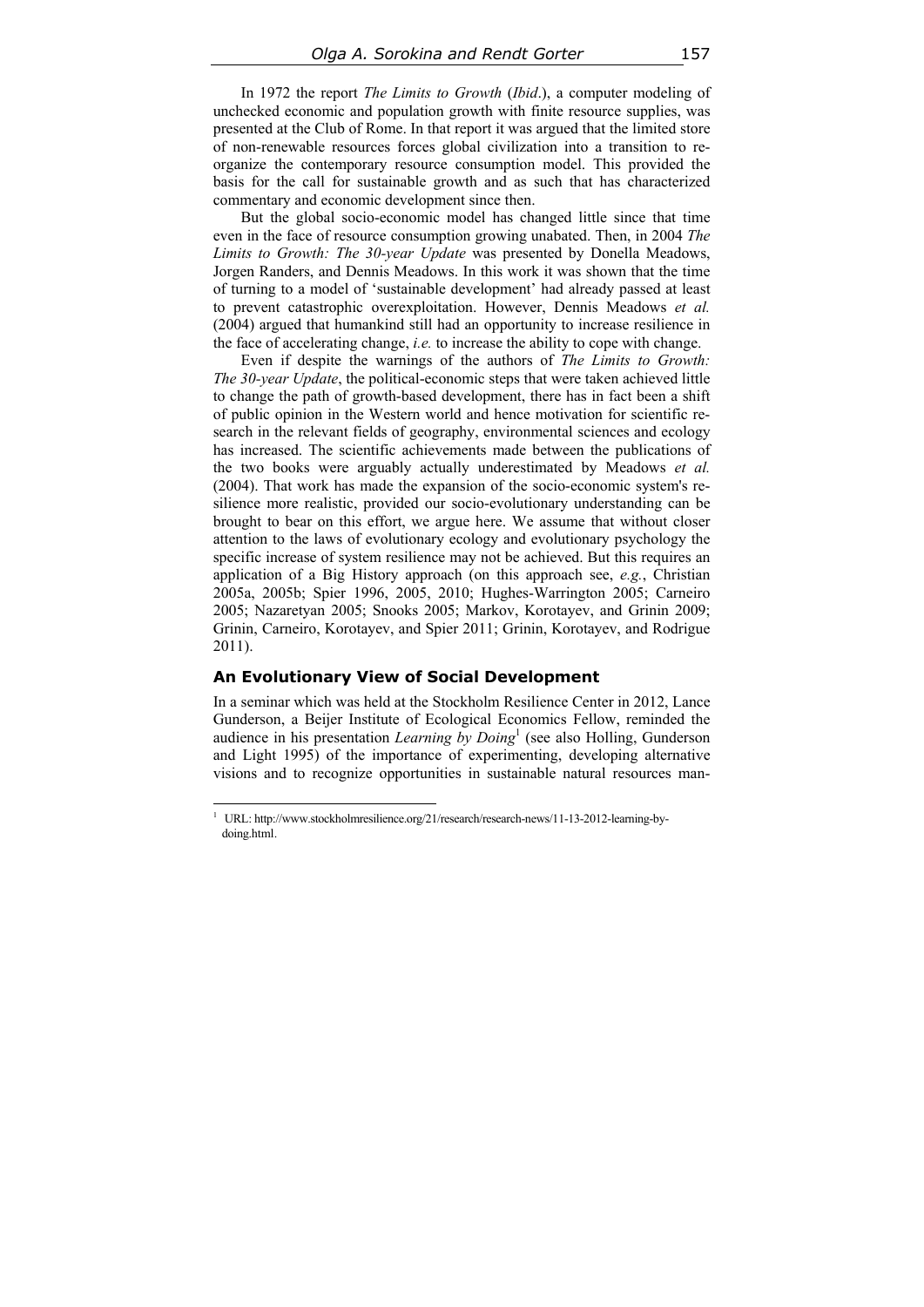In 1972 the report *The Limits to Growth* (*Ibid*.), a computer modeling of unchecked economic and population growth with finite resource supplies, was presented at the Club of Rome. In that report it was argued that the limited store of non-renewable resources forces global civilization into a transition to re-organize the contemporary resource consumption model. This provided the basis for the call for sustainable growth and as such that has characterized commentary and economic development since then.

But the global socio-economic model has changed little since that time even in the face of resource consumption growing unabated. Then, in 2004 *The Limits to Growth: The 30-year Update* was presented by Donella Meadows, Jorgen Randers, and Dennis Meadows. In this work it was shown that the time of turning to a model of 'sustainable development' had already passed at least to prevent catastrophic overexploitation. However, Dennis Meadows *et al.* (2004) argued that humankind still had an opportunity to increase resilience in the face of accelerating change, *i.e.* to increase the ability to cope with change.

Even if despite the warnings of the authors of *The Limits to Growth: The 30-year Update*, the political-economic steps that were taken achieved little to change the path of growth-based development, there has in fact been a shift of public opinion in the Western world and hence motivation for scientific research in the relevant fields of geography, environmental sciences and ecology has increased. The scientific achievements made between the publications of the two books were arguably actually underestimated by Meadows *et al.* (2004). That work has made the expansion of the socio-economic system's resilience more realistic, provided our socio-evolutionary understanding can be brought to bear on this effort, we argue here. We assume that without closer attention to the laws of evolutionary ecology and evolutionary psychology the specific increase of system resilience may not be achieved. But this requires an application of a Big History approach (on this approach see, *e.g.*, Christian 2005a, 2005b; Spier 1996, 2005, 2010; Hughes-Warrington 2005; Carneiro 2005; Nazaretyan 2005; Snooks 2005; Markov, Korotayev, and Grinin 2009; Grinin, Carneiro, Korotayev, and Spier 2011; Grinin, Korotayev, and Rodrigue 2011).

## An Evolutionary View of Social Development

In a seminar which was held at the Stockholm Resilience Center in 2012, Lance Gunderson, a Beijer Institute of Ecological Economics Fellow, reminded the audience in his presentation *Learning by Doing*[1] (see also Holling, Gunderson and Light 1995) of the importance of experimenting, developing alternative visions and to recognize opportunities in sustainable natural resources man-

---

[1] URL: http://www.stockholmresilience.org/21/research/research-news/11-13-2012-learning-by-doing.html.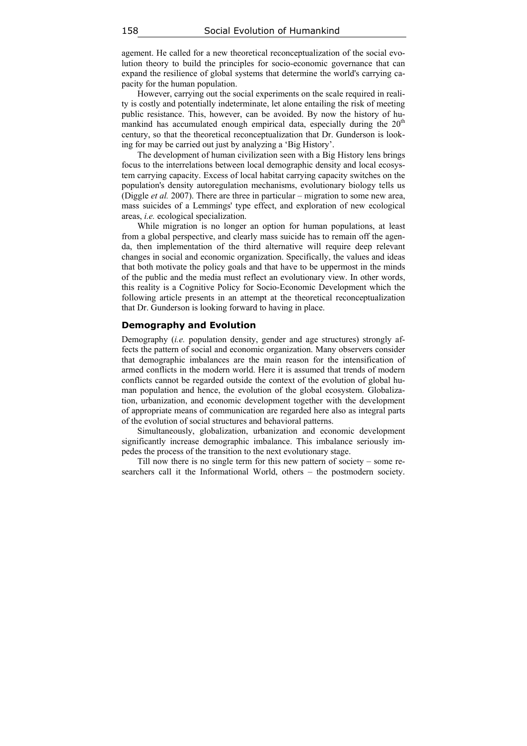agement. He called for a new theoretical reconceptualization of the social evolution theory to build the principles for socio-economic governance that can expand the resilience of global systems that determine the world's carrying capacity for the human population.

However, carrying out the social experiments on the scale required in reality is costly and potentially indeterminate, let alone entailing the risk of meeting public resistance. This, however, can be avoided. By now the history of humankind has accumulated enough empirical data, especially during the 20th century, so that the theoretical reconceptualization that Dr. Gunderson is looking for may be carried out just by analyzing a 'Big History'.

The development of human civilization seen with a Big History lens brings focus to the interrelations between local demographic density and local ecosystem carrying capacity. Excess of local habitat carrying capacity switches on the population's density autoregulation mechanisms, evolutionary biology tells us (Diggle *et al.* 2007). There are three in particular – migration to some new area, mass suicides of a Lemmings' type effect, and exploration of new ecological areas, *i.e.* ecological specialization.

While migration is no longer an option for human populations, at least from a global perspective, and clearly mass suicide has to remain off the agenda, then implementation of the third alternative will require deep relevant changes in social and economic organization. Specifically, the values and ideas that both motivate the policy goals and that have to be uppermost in the minds of the public and the media must reflect an evolutionary view. In other words, this reality is a Cognitive Policy for Socio-Economic Development which the following article presents in an attempt at the theoretical reconceptualization that Dr. Gunderson is looking forward to having in place.

## Demography and Evolution

Demography (*i.e.* population density, gender and age structures) strongly affects the pattern of social and economic organization. Many observers consider that demographic imbalances are the main reason for the intensification of armed conflicts in the modern world. Here it is assumed that trends of modern conflicts cannot be regarded outside the context of the evolution of global human population and hence, the evolution of the global ecosystem. Globalization, urbanization, and economic development together with the development of appropriate means of communication are regarded here also as integral parts of the evolution of social structures and behavioral patterns.

Simultaneously, globalization, urbanization and economic development significantly increase demographic imbalance. This imbalance seriously impedes the process of the transition to the next evolutionary stage.

Till now there is no single term for this new pattern of society – some researchers call it the Informational World, others – the postmodern society.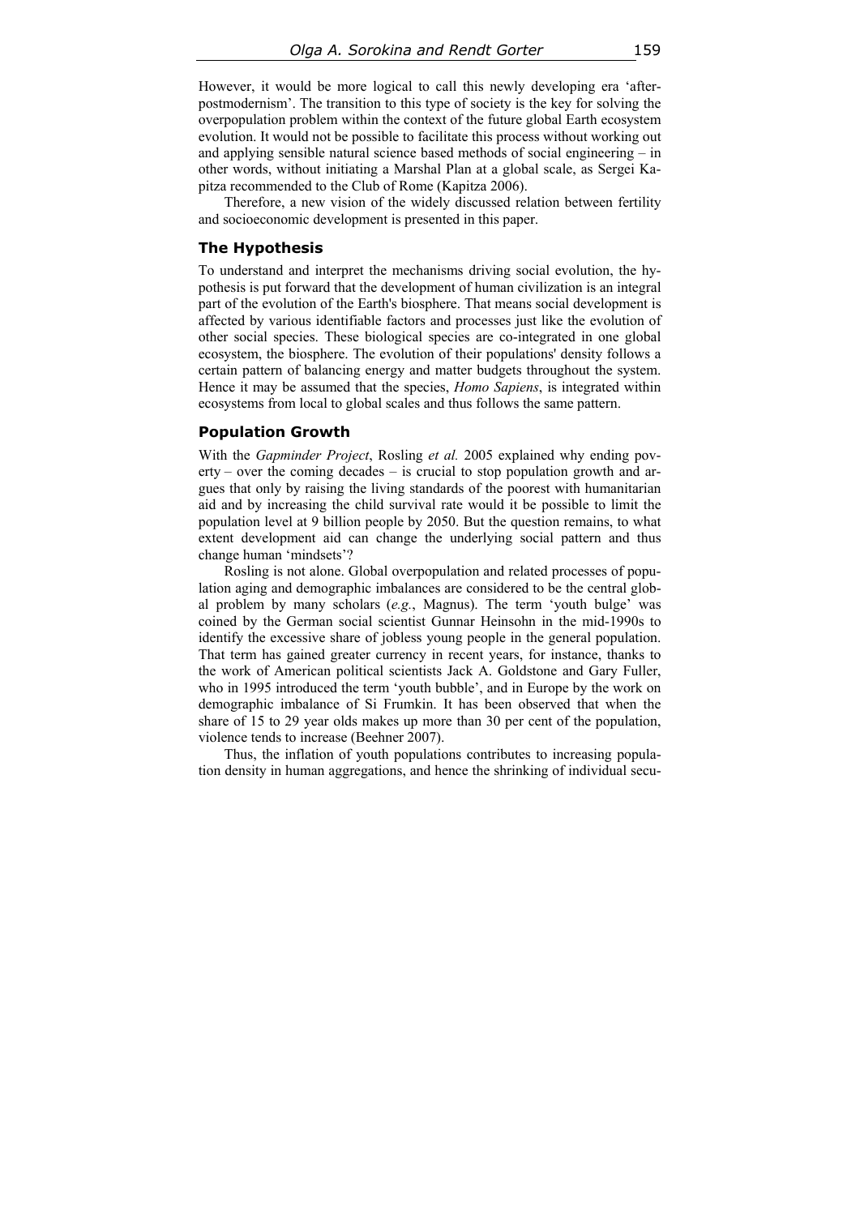However, it would be more logical to call this newly developing era 'after-postmodernism'. The transition to this type of society is the key for solving the overpopulation problem within the context of the future global Earth ecosystem evolution. It would not be possible to facilitate this process without working out and applying sensible natural science based methods of social engineering – in other words, without initiating a Marshal Plan at a global scale, as Sergei Kapitza recommended to the Club of Rome (Kapitza 2006).

Therefore, a new vision of the widely discussed relation between fertility and socioeconomic development is presented in this paper.

## The Hypothesis

To understand and interpret the mechanisms driving social evolution, the hypothesis is put forward that the development of human civilization is an integral part of the evolution of the Earth's biosphere. That means social development is affected by various identifiable factors and processes just like the evolution of other social species. These biological species are co-integrated in one global ecosystem, the biosphere. The evolution of their populations' density follows a certain pattern of balancing energy and matter budgets throughout the system. Hence it may be assumed that the species, *Homo Sapiens*, is integrated within ecosystems from local to global scales and thus follows the same pattern.

## Population Growth

With the *Gapminder Project*, Rosling *et al.* 2005 explained why ending poverty – over the coming decades – is crucial to stop population growth and argues that only by raising the living standards of the poorest with humanitarian aid and by increasing the child survival rate would it be possible to limit the population level at 9 billion people by 2050. But the question remains, to what extent development aid can change the underlying social pattern and thus change human 'mindsets'?

Rosling is not alone. Global overpopulation and related processes of population aging and demographic imbalances are considered to be the central global problem by many scholars (*e.g.*, Magnus). The term 'youth bulge' was coined by the German social scientist Gunnar Heinsohn in the mid-1990s to identify the excessive share of jobless young people in the general population. That term has gained greater currency in recent years, for instance, thanks to the work of American political scientists Jack A. Goldstone and Gary Fuller, who in 1995 introduced the term 'youth bubble', and in Europe by the work on demographic imbalance of Si Frumkin. It has been observed that when the share of 15 to 29 year olds makes up more than 30 per cent of the population, violence tends to increase (Beehner 2007).

Thus, the inflation of youth populations contributes to increasing population density in human aggregations, and hence the shrinking of individual secu-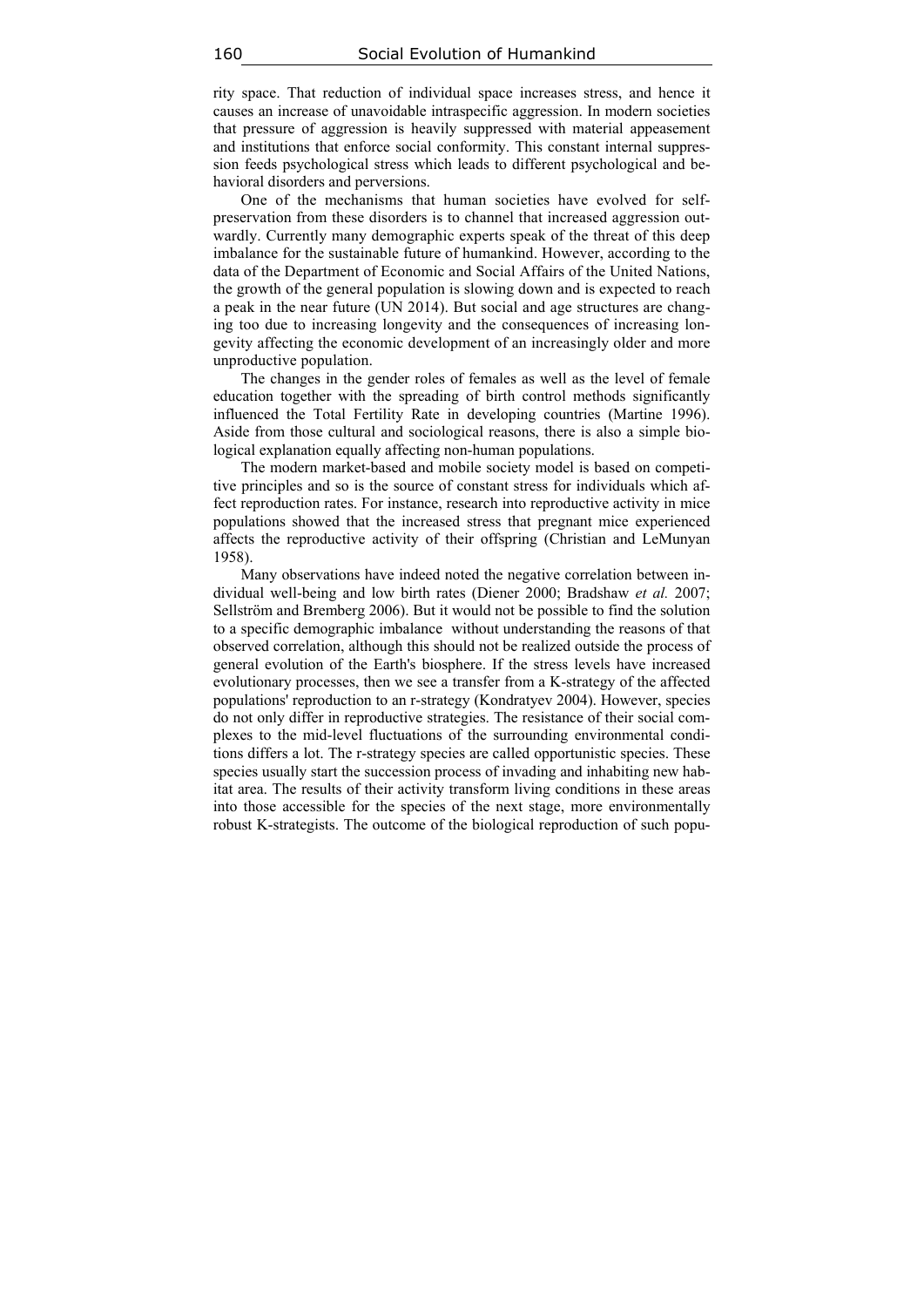rity space. That reduction of individual space increases stress, and hence it causes an increase of unavoidable intraspecific aggression. In modern societies that pressure of aggression is heavily suppressed with material appeasement and institutions that enforce social conformity. This constant internal suppression feeds psychological stress which leads to different psychological and behavioral disorders and perversions.

One of the mechanisms that human societies have evolved for self-preservation from these disorders is to channel that increased aggression outwardly. Currently many demographic experts speak of the threat of this deep imbalance for the sustainable future of humankind. However, according to the data of the Department of Economic and Social Affairs of the United Nations, the growth of the general population is slowing down and is expected to reach a peak in the near future (UN 2014). But social and age structures are changing too due to increasing longevity and the consequences of increasing longevity affecting the economic development of an increasingly older and more unproductive population.

The changes in the gender roles of females as well as the level of female education together with the spreading of birth control methods significantly influenced the Total Fertility Rate in developing countries (Martine 1996). Aside from those cultural and sociological reasons, there is also a simple biological explanation equally affecting non-human populations.

The modern market-based and mobile society model is based on competitive principles and so is the source of constant stress for individuals which affect reproduction rates. For instance, research into reproductive activity in mice populations showed that the increased stress that pregnant mice experienced affects the reproductive activity of their offspring (Christian and LeMunyan 1958).

Many observations have indeed noted the negative correlation between individual well-being and low birth rates (Diener 2000; Bradshaw *et al.* 2007; Sellström and Bremberg 2006). But it would not be possible to find the solution to a specific demographic imbalance without understanding the reasons of that observed correlation, although this should not be realized outside the process of general evolution of the Earth's biosphere. If the stress levels have increased evolutionary processes, then we see a transfer from a K-strategy of the affected populations' reproduction to an r-strategy (Kondratyev 2004). However, species do not only differ in reproductive strategies. The resistance of their social complexes to the mid-level fluctuations of the surrounding environmental conditions differs a lot. The r-strategy species are called opportunistic species. These species usually start the succession process of invading and inhabiting new habitat area. The results of their activity transform living conditions in these areas into those accessible for the species of the next stage, more environmentally robust K-strategists. The outcome of the biological reproduction of such popu-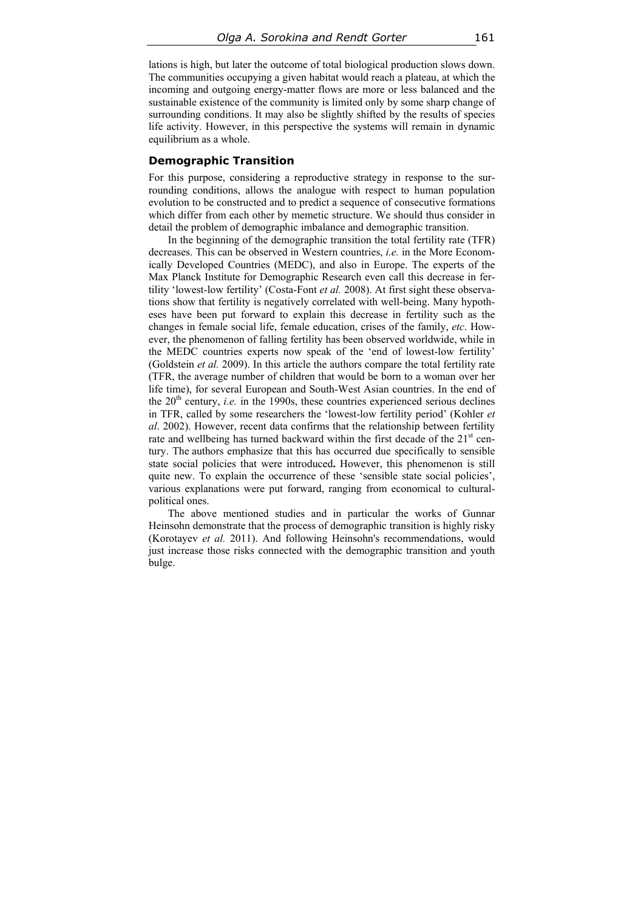lations is high, but later the outcome of total biological production slows down. The communities occupying a given habitat would reach a plateau, at which the incoming and outgoing energy-matter flows are more or less balanced and the sustainable existence of the community is limited only by some sharp change of surrounding conditions. It may also be slightly shifted by the results of species life activity. However, in this perspective the systems will remain in dynamic equilibrium as a whole.

### Demographic Transition

For this purpose, considering a reproductive strategy in response to the surrounding conditions, allows the analogue with respect to human population evolution to be constructed and to predict a sequence of consecutive formations which differ from each other by memetic structure. We should thus consider in detail the problem of demographic imbalance and demographic transition.

In the beginning of the demographic transition the total fertility rate (TFR) decreases. This can be observed in Western countries, *i.e.* in the More Economically Developed Countries (MEDC), and also in Europe. The experts of the Max Planck Institute for Demographic Research even call this decrease in fertility 'lowest-low fertility' (Costa-Font *et al.* 2008). At first sight these observations show that fertility is negatively correlated with well-being. Many hypotheses have been put forward to explain this decrease in fertility such as the changes in female social life, female education, crises of the family, *etc*. However, the phenomenon of falling fertility has been observed worldwide, while in the MEDC countries experts now speak of the 'end of lowest-low fertility' (Goldstein *et al.* 2009). In this article the authors compare the total fertility rate (TFR, the average number of children that would be born to a woman over her life time), for several European and South-West Asian countries. In the end of the 20th century, *i.e.* in the 1990s, these countries experienced serious declines in TFR, called by some researchers the 'lowest-low fertility period' (Kohler *et al*. 2002). However, recent data confirms that the relationship between fertility rate and wellbeing has turned backward within the first decade of the 21st century. The authors emphasize that this has occurred due specifically to sensible state social policies that were introduced**.** However, this phenomenon is still quite new. To explain the occurrence of these 'sensible state social policies', various explanations were put forward, ranging from economical to cultural-political ones.

The above mentioned studies and in particular the works of Gunnar Heinsohn demonstrate that the process of demographic transition is highly risky (Korotayev *et al.* 2011). And following Heinsohn's recommendations, would just increase those risks connected with the demographic transition and youth bulge.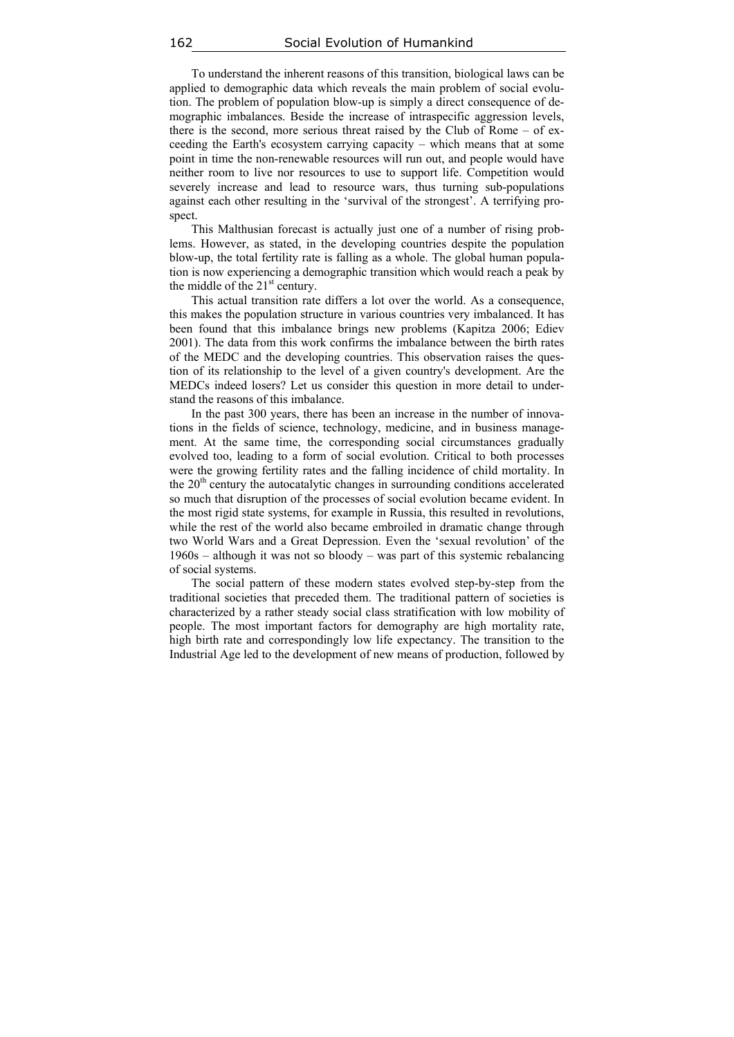To understand the inherent reasons of this transition, biological laws can be applied to demographic data which reveals the main problem of social evolution. The problem of population blow-up is simply a direct consequence of demographic imbalances. Beside the increase of intraspecific aggression levels, there is the second, more serious threat raised by the Club of Rome – of exceeding the Earth's ecosystem carrying capacity – which means that at some point in time the non-renewable resources will run out, and people would have neither room to live nor resources to use to support life. Competition would severely increase and lead to resource wars, thus turning sub-populations against each other resulting in the 'survival of the strongest'. A terrifying prospect.

This Malthusian forecast is actually just one of a number of rising problems. However, as stated, in the developing countries despite the population blow-up, the total fertility rate is falling as a whole. The global human population is now experiencing a demographic transition which would reach a peak by the middle of the 21st century.

This actual transition rate differs a lot over the world. As a consequence, this makes the population structure in various countries very imbalanced. It has been found that this imbalance brings new problems (Kapitza 2006; Ediev 2001). The data from this work confirms the imbalance between the birth rates of the MEDC and the developing countries. This observation raises the question of its relationship to the level of a given country's development. Are the MEDCs indeed losers? Let us consider this question in more detail to understand the reasons of this imbalance.

In the past 300 years, there has been an increase in the number of innovations in the fields of science, technology, medicine, and in business management. At the same time, the corresponding social circumstances gradually evolved too, leading to a form of social evolution. Critical to both processes were the growing fertility rates and the falling incidence of child mortality. In the 20th century the autocatalytic changes in surrounding conditions accelerated so much that disruption of the processes of social evolution became evident. In the most rigid state systems, for example in Russia, this resulted in revolutions, while the rest of the world also became embroiled in dramatic change through two World Wars and a Great Depression. Even the 'sexual revolution' of the 1960s – although it was not so bloody – was part of this systemic rebalancing of social systems.

The social pattern of these modern states evolved step-by-step from the traditional societies that preceded them. The traditional pattern of societies is characterized by a rather steady social class stratification with low mobility of people. The most important factors for demography are high mortality rate, high birth rate and correspondingly low life expectancy. The transition to the Industrial Age led to the development of new means of production, followed by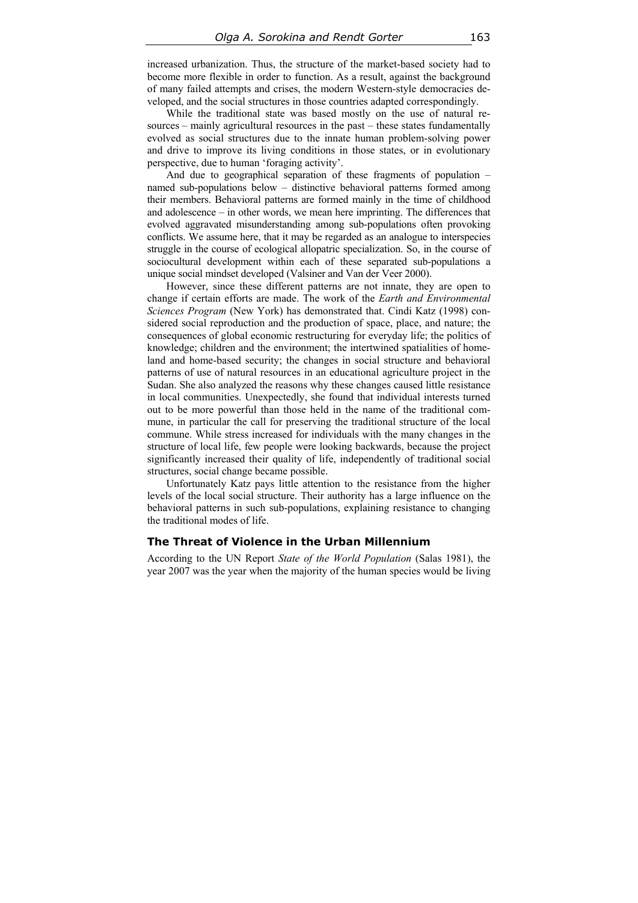increased urbanization. Thus, the structure of the market-based society had to become more flexible in order to function. As a result, against the background of many failed attempts and crises, the modern Western-style democracies developed, and the social structures in those countries adapted correspondingly.

While the traditional state was based mostly on the use of natural resources – mainly agricultural resources in the past – these states fundamentally evolved as social structures due to the innate human problem-solving power and drive to improve its living conditions in those states, or in evolutionary perspective, due to human 'foraging activity'.

And due to geographical separation of these fragments of population – named sub-populations below – distinctive behavioral patterns formed among their members. Behavioral patterns are formed mainly in the time of childhood and adolescence – in other words, we mean here imprinting. The differences that evolved aggravated misunderstanding among sub-populations often provoking conflicts. We assume here, that it may be regarded as an analogue to interspecies struggle in the course of ecological allopatric specialization. So, in the course of sociocultural development within each of these separated sub-populations a unique social mindset developed (Valsiner and Van der Veer 2000).

However, since these different patterns are not innate, they are open to change if certain efforts are made. The work of the *Earth and Environmental Sciences Program* (New York) has demonstrated that. Cindi Katz (1998) considered social reproduction and the production of space, place, and nature; the consequences of global economic restructuring for everyday life; the politics of knowledge; children and the environment; the intertwined spatialities of homeland and home-based security; the changes in social structure and behavioral patterns of use of natural resources in an educational agriculture project in the Sudan. She also analyzed the reasons why these changes caused little resistance in local communities. Unexpectedly, she found that individual interests turned out to be more powerful than those held in the name of the traditional commune, in particular the call for preserving the traditional structure of the local commune. While stress increased for individuals with the many changes in the structure of local life, few people were looking backwards, because the project significantly increased their quality of life, independently of traditional social structures, social change became possible.

Unfortunately Katz pays little attention to the resistance from the higher levels of the local social structure. Their authority has a large influence on the behavioral patterns in such sub-populations, explaining resistance to changing the traditional modes of life.

## The Threat of Violence in the Urban Millennium

According to the UN Report *State of the World Population* (Salas 1981), the year 2007 was the year when the majority of the human species would be living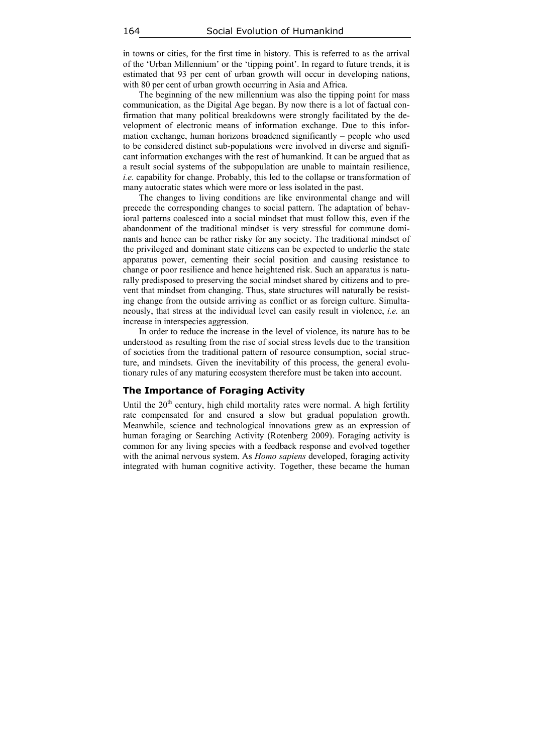in towns or cities, for the first time in history. This is referred to as the arrival of the 'Urban Millennium' or the 'tipping point'. In regard to future trends, it is estimated that 93 per cent of urban growth will occur in developing nations, with 80 per cent of urban growth occurring in Asia and Africa.

The beginning of the new millennium was also the tipping point for mass communication, as the Digital Age began. By now there is a lot of factual confirmation that many political breakdowns were strongly facilitated by the development of electronic means of information exchange. Due to this information exchange, human horizons broadened significantly – people who used to be considered distinct sub-populations were involved in diverse and significant information exchanges with the rest of humankind. It can be argued that as a result social systems of the subpopulation are unable to maintain resilience, *i.e.* capability for change. Probably, this led to the collapse or transformation of many autocratic states which were more or less isolated in the past.

The changes to living conditions are like environmental change and will precede the corresponding changes to social pattern. The adaptation of behavioral patterns coalesced into a social mindset that must follow this, even if the abandonment of the traditional mindset is very stressful for commune dominants and hence can be rather risky for any society. The traditional mindset of the privileged and dominant state citizens can be expected to underlie the state apparatus power, cementing their social position and causing resistance to change or poor resilience and hence heightened risk. Such an apparatus is naturally predisposed to preserving the social mindset shared by citizens and to prevent that mindset from changing. Thus, state structures will naturally be resisting change from the outside arriving as conflict or as foreign culture. Simultaneously, that stress at the individual level can easily result in violence, *i.e.* an increase in interspecies aggression.

In order to reduce the increase in the level of violence, its nature has to be understood as resulting from the rise of social stress levels due to the transition of societies from the traditional pattern of resource consumption, social structure, and mindsets. Given the inevitability of this process, the general evolutionary rules of any maturing ecosystem therefore must be taken into account.

### The Importance of Foraging Activity

Until the 20th century, high child mortality rates were normal. A high fertility rate compensated for and ensured a slow but gradual population growth. Meanwhile, science and technological innovations grew as an expression of human foraging or Searching Activity (Rotenberg 2009). Foraging activity is common for any living species with a feedback response and evolved together with the animal nervous system. As *Homo sapiens* developed, foraging activity integrated with human cognitive activity. Together, these became the human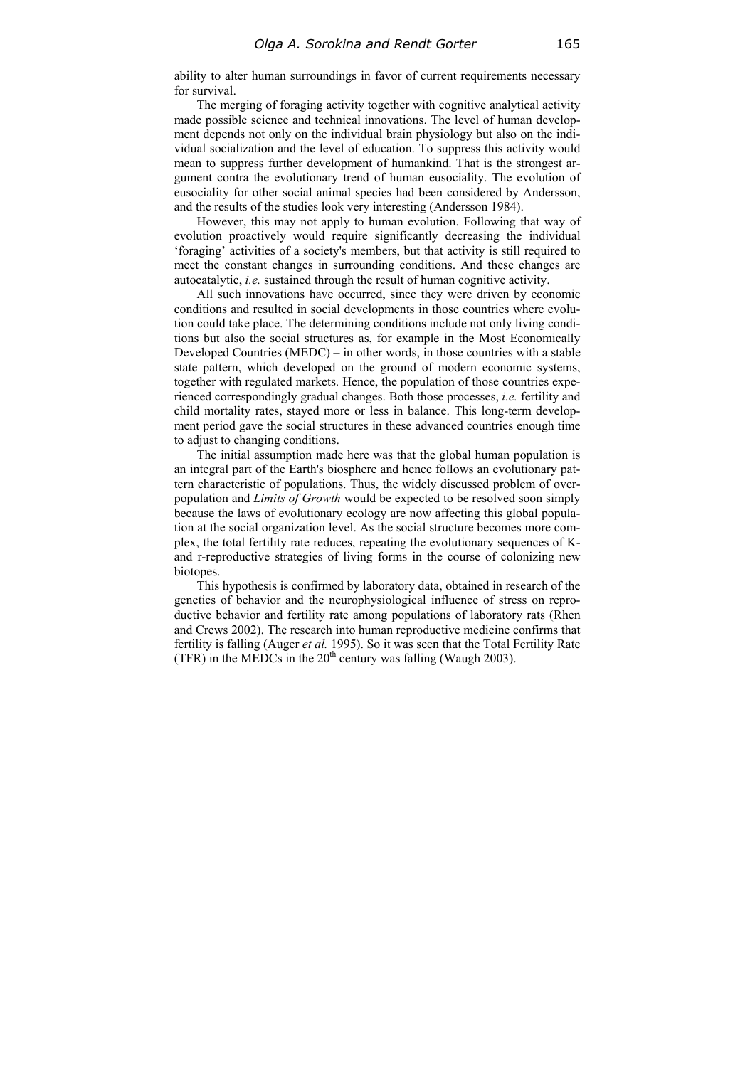ability to alter human surroundings in favor of current requirements necessary for survival.

The merging of foraging activity together with cognitive analytical activity made possible science and technical innovations. The level of human development depends not only on the individual brain physiology but also on the individual socialization and the level of education. To suppress this activity would mean to suppress further development of humankind. That is the strongest argument contra the evolutionary trend of human eusociality. The evolution of eusociality for other social animal species had been considered by Andersson, and the results of the studies look very interesting (Andersson 1984).

However, this may not apply to human evolution. Following that way of evolution proactively would require significantly decreasing the individual 'foraging' activities of a society's members, but that activity is still required to meet the constant changes in surrounding conditions. And these changes are autocatalytic, *i.e.* sustained through the result of human cognitive activity.

All such innovations have occurred, since they were driven by economic conditions and resulted in social developments in those countries where evolution could take place. The determining conditions include not only living conditions but also the social structures as, for example in the Most Economically Developed Countries (MEDC) – in other words, in those countries with a stable state pattern, which developed on the ground of modern economic systems, together with regulated markets. Hence, the population of those countries experienced correspondingly gradual changes. Both those processes, *i.e.* fertility and child mortality rates, stayed more or less in balance. This long-term development period gave the social structures in these advanced countries enough time to adjust to changing conditions.

The initial assumption made here was that the global human population is an integral part of the Earth's biosphere and hence follows an evolutionary pattern characteristic of populations. Thus, the widely discussed problem of overpopulation and *Limits of Growth* would be expected to be resolved soon simply because the laws of evolutionary ecology are now affecting this global population at the social organization level. As the social structure becomes more complex, the total fertility rate reduces, repeating the evolutionary sequences of K- and r-reproductive strategies of living forms in the course of colonizing new biotopes.

This hypothesis is confirmed by laboratory data, obtained in research of the genetics of behavior and the neurophysiological influence of stress on reproductive behavior and fertility rate among populations of laboratory rats (Rhen and Crews 2002). The research into human reproductive medicine confirms that fertility is falling (Auger *et al.* 1995). So it was seen that the Total Fertility Rate (TFR) in the MEDCs in the 20$^{th}$ century was falling (Waugh 2003).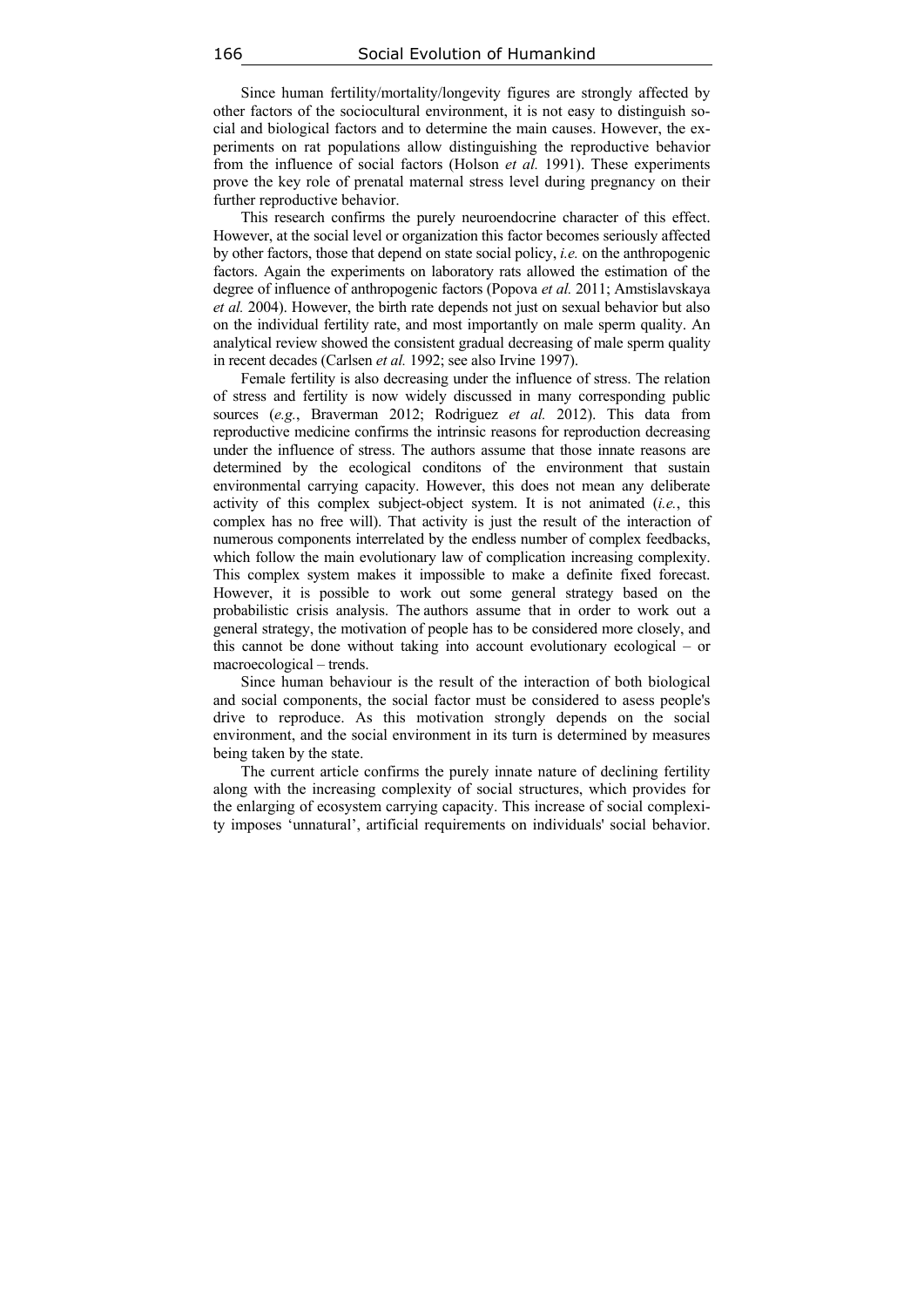Since human fertility/mortality/longevity figures are strongly affected by other factors of the sociocultural environment, it is not easy to distinguish social and biological factors and to determine the main causes. However, the experiments on rat populations allow distinguishing the reproductive behavior from the influence of social factors (Holson *et al.* 1991). These experiments prove the key role of prenatal maternal stress level during pregnancy on their further reproductive behavior.

This research confirms the purely neuroendocrine character of this effect. However, at the social level or organization this factor becomes seriously affected by other factors, those that depend on state social policy, *i.e.* on the anthropogenic factors. Again the experiments on laboratory rats allowed the estimation of the degree of influence of anthropogenic factors (Popova *et al.* 2011; Amstislavskaya *et al.* 2004). However, the birth rate depends not just on sexual behavior but also on the individual fertility rate, and most importantly on male sperm quality. An analytical review showed the consistent gradual decreasing of male sperm quality in recent decades (Carlsen *et al.* 1992; see also Irvine 1997).

Female fertility is also decreasing under the influence of stress. The relation of stress and fertility is now widely discussed in many corresponding public sources (*e.g.*, Braverman 2012; Rodriguez *et al.* 2012). This data from reproductive medicine confirms the intrinsic reasons for reproduction decreasing under the influence of stress. The authors assume that those innate reasons are determined by the ecological conditons of the environment that sustain environmental carrying capacity. However, this does not mean any deliberate activity of this complex subject-object system. It is not animated (*i.e.*, this complex has no free will). That activity is just the result of the interaction of numerous components interrelated by the endless number of complex feedbacks, which follow the main evolutionary law of complication increasing complexity. This complex system makes it impossible to make a definite fixed forecast. However, it is possible to work out some general strategy based on the probabilistic crisis analysis. The authors assume that in order to work out a general strategy, the motivation of people has to be considered more closely, and this cannot be done without taking into account evolutionary ecological – or macroecological – trends.

Since human behaviour is the result of the interaction of both biological and social components, the social factor must be considered to asess people's drive to reproduce. As this motivation strongly depends on the social environment, and the social environment in its turn is determined by measures being taken by the state.

The current article confirms the purely innate nature of declining fertility along with the increasing complexity of social structures, which provides for the enlarging of ecosystem carrying capacity. This increase of social complexity imposes 'unnatural', artificial requirements on individuals' social behavior.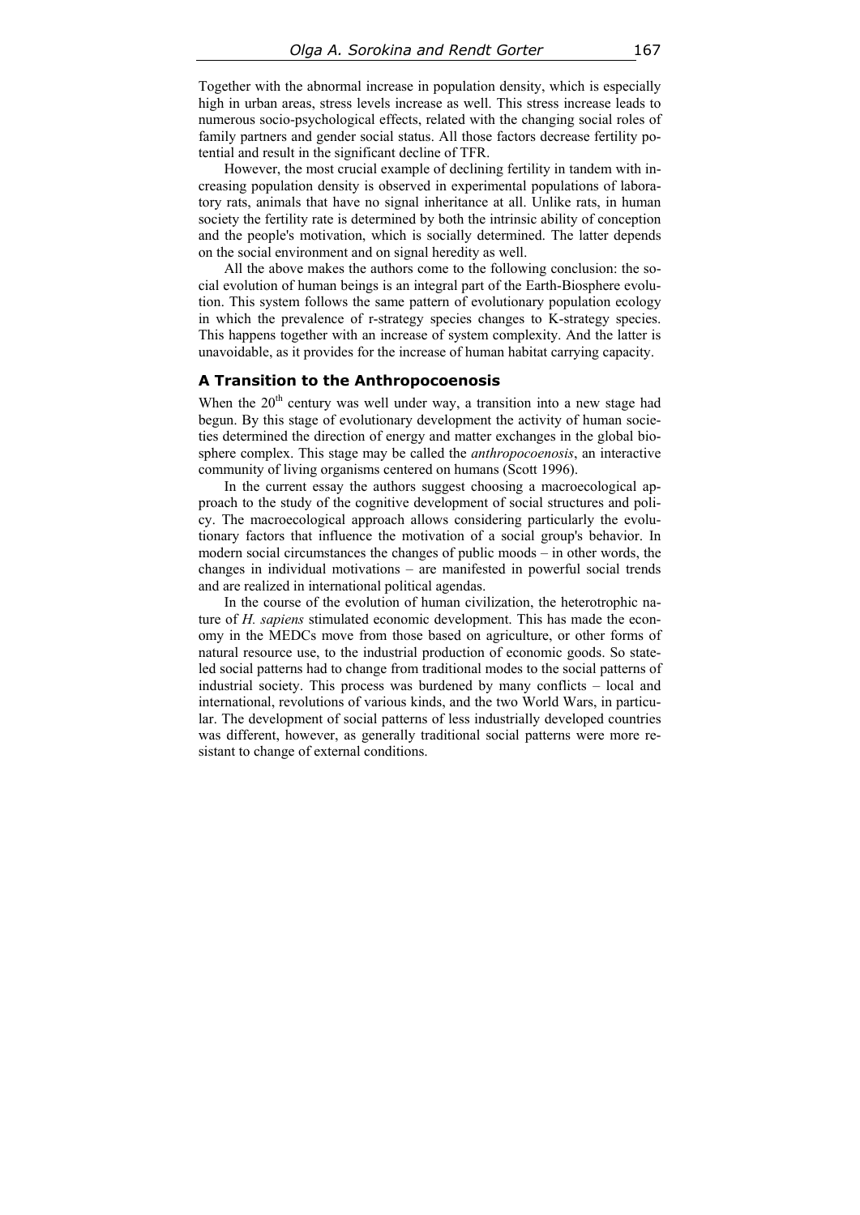Together with the abnormal increase in population density, which is especially high in urban areas, stress levels increase as well. This stress increase leads to numerous socio-psychological effects, related with the changing social roles of family partners and gender social status. All those factors decrease fertility potential and result in the significant decline of TFR.

However, the most crucial example of declining fertility in tandem with increasing population density is observed in experimental populations of laboratory rats, animals that have no signal inheritance at all. Unlike rats, in human society the fertility rate is determined by both the intrinsic ability of conception and the people's motivation, which is socially determined. The latter depends on the social environment and on signal heredity as well.

All the above makes the authors come to the following conclusion: the social evolution of human beings is an integral part of the Earth-Biosphere evolution. This system follows the same pattern of evolutionary population ecology in which the prevalence of r-strategy species changes to K-strategy species. This happens together with an increase of system complexity. And the latter is unavoidable, as it provides for the increase of human habitat carrying capacity.

## A Transition to the Anthropocoenosis

When the 20th century was well under way, a transition into a new stage had begun. By this stage of evolutionary development the activity of human societies determined the direction of energy and matter exchanges in the global biosphere complex. This stage may be called the *anthropocoenosis*, an interactive community of living organisms centered on humans (Scott 1996).

In the current essay the authors suggest choosing a macroecological approach to the study of the cognitive development of social structures and policy. The macroecological approach allows considering particularly the evolutionary factors that influence the motivation of a social group's behavior. In modern social circumstances the changes of public moods – in other words, the changes in individual motivations – are manifested in powerful social trends and are realized in international political agendas.

In the course of the evolution of human civilization, the heterotrophic nature of *H. sapiens* stimulated economic development. This has made the economy in the MEDCs move from those based on agriculture, or other forms of natural resource use, to the industrial production of economic goods. So state-led social patterns had to change from traditional modes to the social patterns of industrial society. This process was burdened by many conflicts – local and international, revolutions of various kinds, and the two World Wars, in particular. The development of social patterns of less industrially developed countries was different, however, as generally traditional social patterns were more resistant to change of external conditions.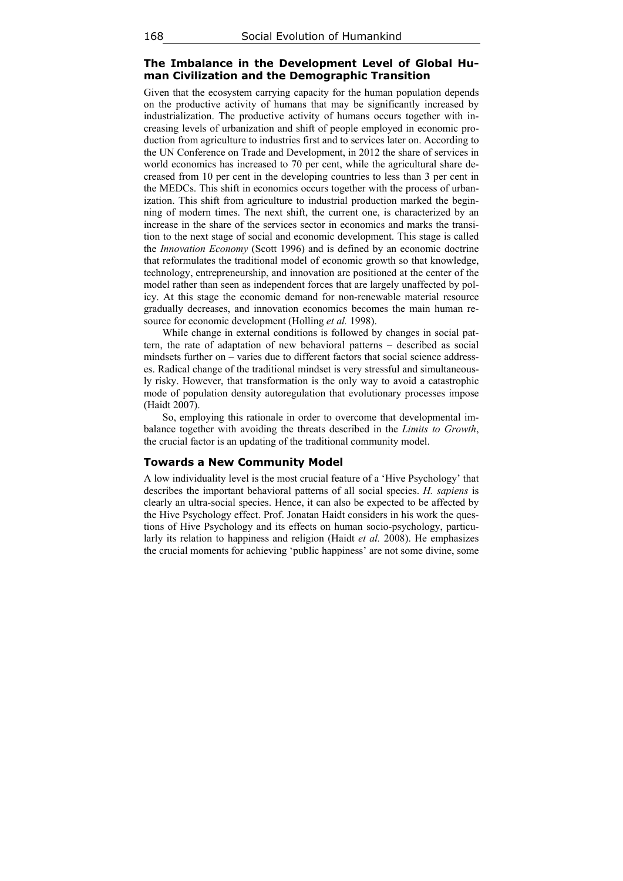## The Imbalance in the Development Level of Global Human Civilization and the Demographic Transition

Given that the ecosystem carrying capacity for the human population depends on the productive activity of humans that may be significantly increased by industrialization. The productive activity of humans occurs together with increasing levels of urbanization and shift of people employed in economic production from agriculture to industries first and to services later on. According to the UN Conference on Trade and Development, in 2012 the share of services in world economics has increased to 70 per cent, while the agricultural share decreased from 10 per cent in the developing countries to less than 3 per cent in the MEDCs. This shift in economics occurs together with the process of urbanization. This shift from agriculture to industrial production marked the beginning of modern times. The next shift, the current one, is characterized by an increase in the share of the services sector in economics and marks the transition to the next stage of social and economic development. This stage is called the *Innovation Economy* (Scott 1996) and is defined by an economic doctrine that reformulates the traditional model of economic growth so that knowledge, technology, entrepreneurship, and innovation are positioned at the center of the model rather than seen as independent forces that are largely unaffected by policy. At this stage the economic demand for non-renewable material resource gradually decreases, and innovation economics becomes the main human resource for economic development (Holling *et al.* 1998).

While change in external conditions is followed by changes in social pattern, the rate of adaptation of new behavioral patterns – described as social mindsets further on – varies due to different factors that social science addresses. Radical change of the traditional mindset is very stressful and simultaneously risky. However, that transformation is the only way to avoid a catastrophic mode of population density autoregulation that evolutionary processes impose (Haidt 2007).

So, employing this rationale in order to overcome that developmental imbalance together with avoiding the threats described in the *Limits to Growth*, the crucial factor is an updating of the traditional community model.

## Towards a New Community Model

A low individuality level is the most crucial feature of a 'Hive Psychology' that describes the important behavioral patterns of all social species. *H. sapiens* is clearly an ultra-social species. Hence, it can also be expected to be affected by the Hive Psychology effect. Prof. Jonatan Haidt considers in his work the questions of Hive Psychology and its effects on human socio-psychology, particularly its relation to happiness and religion (Haidt *et al.* 2008). He emphasizes the crucial moments for achieving 'public happiness' are not some divine, some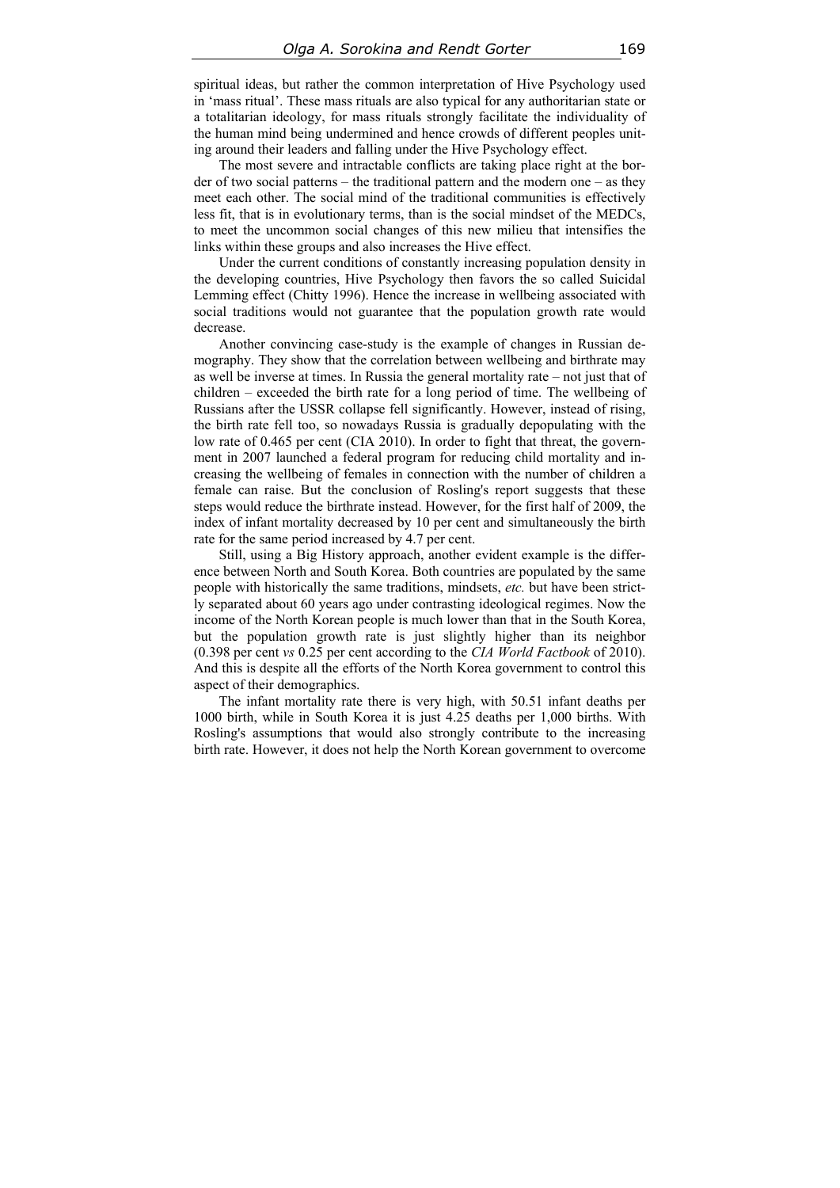spiritual ideas, but rather the common interpretation of Hive Psychology used in 'mass ritual'. These mass rituals are also typical for any authoritarian state or a totalitarian ideology, for mass rituals strongly facilitate the individuality of the human mind being undermined and hence crowds of different peoples uniting around their leaders and falling under the Hive Psychology effect.

The most severe and intractable conflicts are taking place right at the border of two social patterns – the traditional pattern and the modern one – as they meet each other. The social mind of the traditional communities is effectively less fit, that is in evolutionary terms, than is the social mindset of the MEDCs, to meet the uncommon social changes of this new milieu that intensifies the links within these groups and also increases the Hive effect.

Under the current conditions of constantly increasing population density in the developing countries, Hive Psychology then favors the so called Suicidal Lemming effect (Chitty 1996). Hence the increase in wellbeing associated with social traditions would not guarantee that the population growth rate would decrease.

Another convincing case-study is the example of changes in Russian demography. They show that the correlation between wellbeing and birthrate may as well be inverse at times. In Russia the general mortality rate – not just that of children – exceeded the birth rate for a long period of time. The wellbeing of Russians after the USSR collapse fell significantly. However, instead of rising, the birth rate fell too, so nowadays Russia is gradually depopulating with the low rate of 0.465 per cent (CIA 2010). In order to fight that threat, the government in 2007 launched a federal program for reducing child mortality and increasing the wellbeing of females in connection with the number of children a female can raise. But the conclusion of Rosling's report suggests that these steps would reduce the birthrate instead. However, for the first half of 2009, the index of infant mortality decreased by 10 per cent and simultaneously the birth rate for the same period increased by 4.7 per cent.

Still, using a Big History approach, another evident example is the difference between North and South Korea. Both countries are populated by the same people with historically the same traditions, mindsets, *etc.* but have been strictly separated about 60 years ago under contrasting ideological regimes. Now the income of the North Korean people is much lower than that in the South Korea, but the population growth rate is just slightly higher than its neighbor (0.398 per cent *vs* 0.25 per cent according to the *CIA World Factbook* of 2010). And this is despite all the efforts of the North Korea government to control this aspect of their demographics.

The infant mortality rate there is very high, with 50.51 infant deaths per 1000 birth, while in South Korea it is just 4.25 deaths per 1,000 births. With Rosling's assumptions that would also strongly contribute to the increasing birth rate. However, it does not help the North Korean government to overcome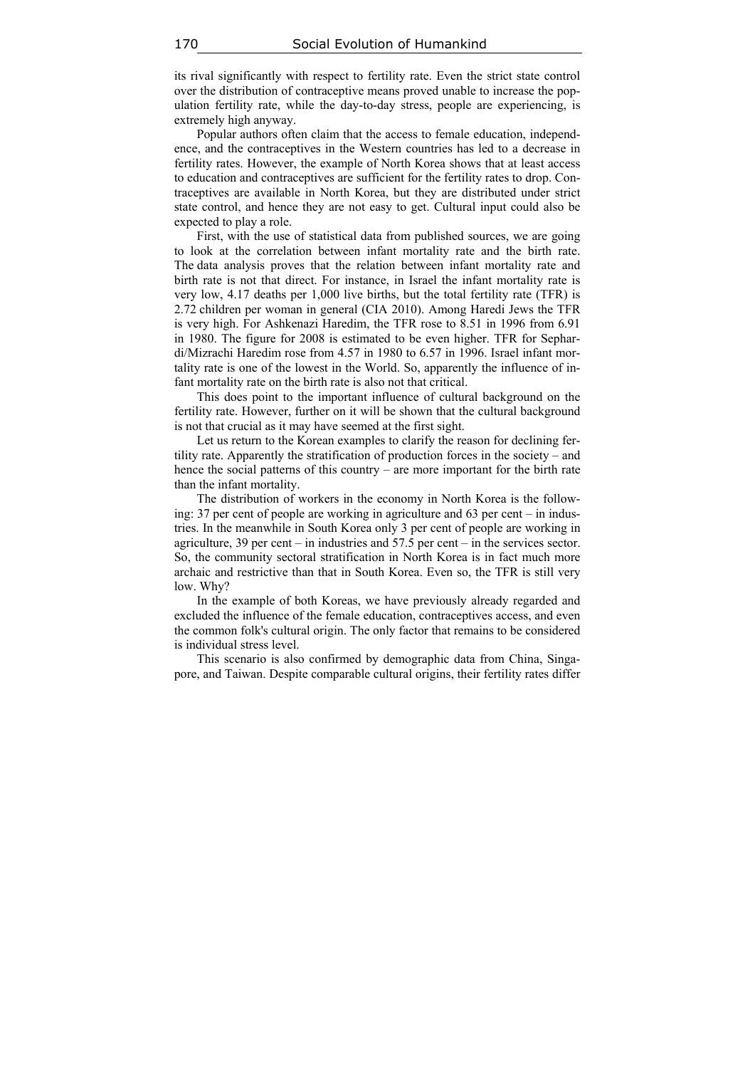its rival significantly with respect to fertility rate. Even the strict state control over the distribution of contraceptive means proved unable to increase the population fertility rate, while the day-to-day stress, people are experiencing, is extremely high anyway.

Popular authors often claim that the access to female education, independence, and the contraceptives in the Western countries has led to a decrease in fertility rates. However, the example of North Korea shows that at least access to education and contraceptives are sufficient for the fertility rates to drop. Contraceptives are available in North Korea, but they are distributed under strict state control, and hence they are not easy to get. Cultural input could also be expected to play a role.

First, with the use of statistical data from published sources, we are going to look at the correlation between infant mortality rate and the birth rate. The data analysis proves that the relation between infant mortality rate and birth rate is not that direct. For instance, in Israel the infant mortality rate is very low, 4.17 deaths per 1,000 live births, but the total fertility rate (TFR) is 2.72 children per woman in general (CIA 2010). Among Haredi Jews the TFR is very high. For Ashkenazi Haredim, the TFR rose to 8.51 in 1996 from 6.91 in 1980. The figure for 2008 is estimated to be even higher. TFR for Sephardi/Mizrachi Haredim rose from 4.57 in 1980 to 6.57 in 1996. Israel infant mortality rate is one of the lowest in the World. So, apparently the influence of infant mortality rate on the birth rate is also not that critical.

This does point to the important influence of cultural background on the fertility rate. However, further on it will be shown that the cultural background is not that crucial as it may have seemed at the first sight.

Let us return to the Korean examples to clarify the reason for declining fertility rate. Apparently the stratification of production forces in the society – and hence the social patterns of this country – are more important for the birth rate than the infant mortality.

The distribution of workers in the economy in North Korea is the following: 37 per cent of people are working in agriculture and 63 per cent – in industries. In the meanwhile in South Korea only 3 per cent of people are working in agriculture, 39 per cent – in industries and 57.5 per cent – in the services sector. So, the community sectoral stratification in North Korea is in fact much more archaic and restrictive than that in South Korea. Even so, the TFR is still very low. Why?

In the example of both Koreas, we have previously already regarded and excluded the influence of the female education, contraceptives access, and even the common folk's cultural origin. The only factor that remains to be considered is individual stress level.

This scenario is also confirmed by demographic data from China, Singapore, and Taiwan. Despite comparable cultural origins, their fertility rates differ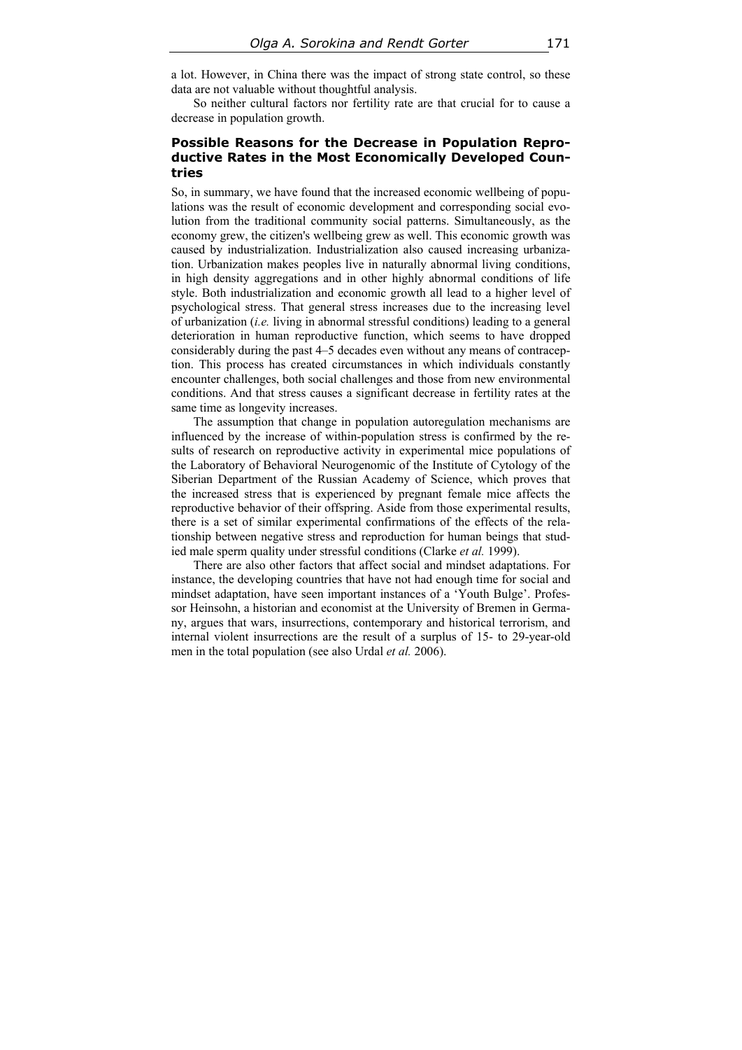a lot. However, in China there was the impact of strong state control, so these data are not valuable without thoughtful analysis.

So neither cultural factors nor fertility rate are that crucial for to cause a decrease in population growth.

## Possible Reasons for the Decrease in Population Reproductive Rates in the Most Economically Developed Countries

So, in summary, we have found that the increased economic wellbeing of populations was the result of economic development and corresponding social evolution from the traditional community social patterns. Simultaneously, as the economy grew, the citizen's wellbeing grew as well. This economic growth was caused by industrialization. Industrialization also caused increasing urbanization. Urbanization makes peoples live in naturally abnormal living conditions, in high density aggregations and in other highly abnormal conditions of life style. Both industrialization and economic growth all lead to a higher level of psychological stress. That general stress increases due to the increasing level of urbanization (*i.e.* living in abnormal stressful conditions) leading to a general deterioration in human reproductive function, which seems to have dropped considerably during the past 4–5 decades even without any means of contraception. This process has created circumstances in which individuals constantly encounter challenges, both social challenges and those from new environmental conditions. And that stress causes a significant decrease in fertility rates at the same time as longevity increases.

The assumption that change in population autoregulation mechanisms are influenced by the increase of within-population stress is confirmed by the results of research on reproductive activity in experimental mice populations of the Laboratory of Behavioral Neurogenomic of the Institute of Cytology of the Siberian Department of the Russian Academy of Science, which proves that the increased stress that is experienced by pregnant female mice affects the reproductive behavior of their offspring. Aside from those experimental results, there is a set of similar experimental confirmations of the effects of the relationship between negative stress and reproduction for human beings that studied male sperm quality under stressful conditions (Clarke *et al.* 1999).

There are also other factors that affect social and mindset adaptations. For instance, the developing countries that have not had enough time for social and mindset adaptation, have seen important instances of a 'Youth Bulge'. Professor Heinsohn, a historian and economist at the University of Bremen in Germany, argues that wars, insurrections, contemporary and historical terrorism, and internal violent insurrections are the result of a surplus of 15- to 29-year-old men in the total population (see also Urdal *et al.* 2006).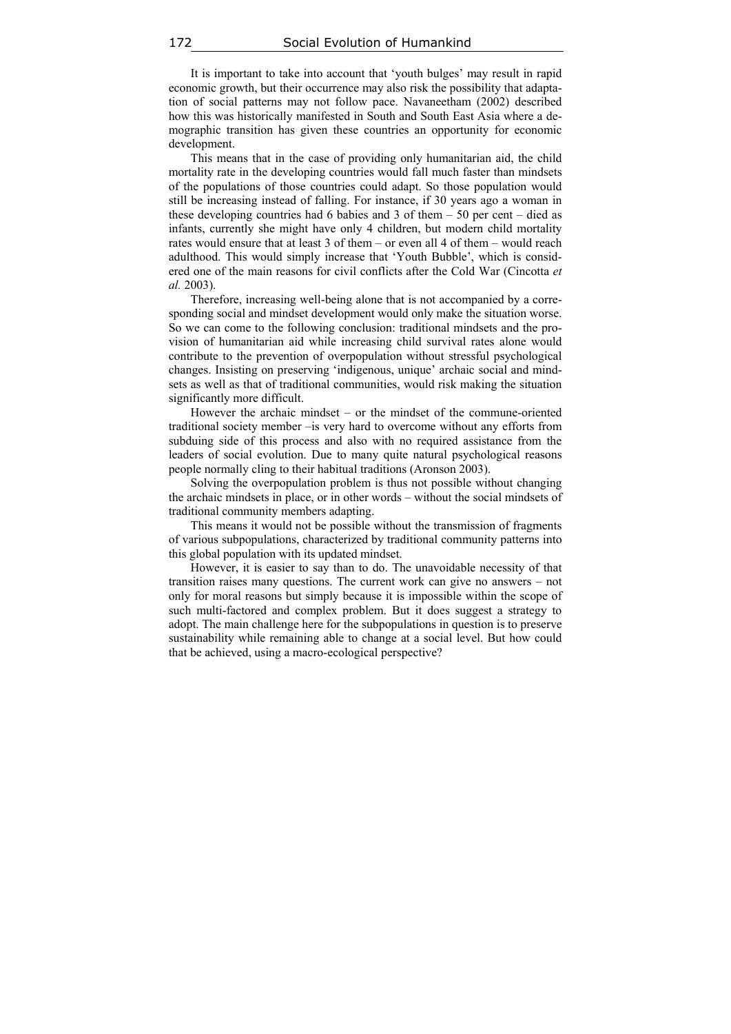It is important to take into account that 'youth bulges' may result in rapid economic growth, but their occurrence may also risk the possibility that adaptation of social patterns may not follow pace. Navaneetham (2002) described how this was historically manifested in South and South East Asia where a demographic transition has given these countries an opportunity for economic development.

This means that in the case of providing only humanitarian aid, the child mortality rate in the developing countries would fall much faster than mindsets of the populations of those countries could adapt. So those population would still be increasing instead of falling. For instance, if 30 years ago a woman in these developing countries had 6 babies and 3 of them – 50 per cent – died as infants, currently she might have only 4 children, but modern child mortality rates would ensure that at least 3 of them – or even all 4 of them – would reach adulthood. This would simply increase that 'Youth Bubble', which is considered one of the main reasons for civil conflicts after the Cold War (Cincotta *et al.* 2003).

Therefore, increasing well-being alone that is not accompanied by a corresponding social and mindset development would only make the situation worse. So we can come to the following conclusion: traditional mindsets and the provision of humanitarian aid while increasing child survival rates alone would contribute to the prevention of overpopulation without stressful psychological changes. Insisting on preserving 'indigenous, unique' archaic social and mindsets as well as that of traditional communities, would risk making the situation significantly more difficult.

However the archaic mindset – or the mindset of the commune-oriented traditional society member –is very hard to overcome without any efforts from subduing side of this process and also with no required assistance from the leaders of social evolution. Due to many quite natural psychological reasons people normally cling to their habitual traditions (Aronson 2003).

Solving the overpopulation problem is thus not possible without changing the archaic mindsets in place, or in other words – without the social mindsets of traditional community members adapting.

This means it would not be possible without the transmission of fragments of various subpopulations, characterized by traditional community patterns into this global population with its updated mindset.

However, it is easier to say than to do. The unavoidable necessity of that transition raises many questions. The current work can give no answers – not only for moral reasons but simply because it is impossible within the scope of such multi-factored and complex problem. But it does suggest a strategy to adopt. The main challenge here for the subpopulations in question is to preserve sustainability while remaining able to change at a social level. But how could that be achieved, using a macro-ecological perspective?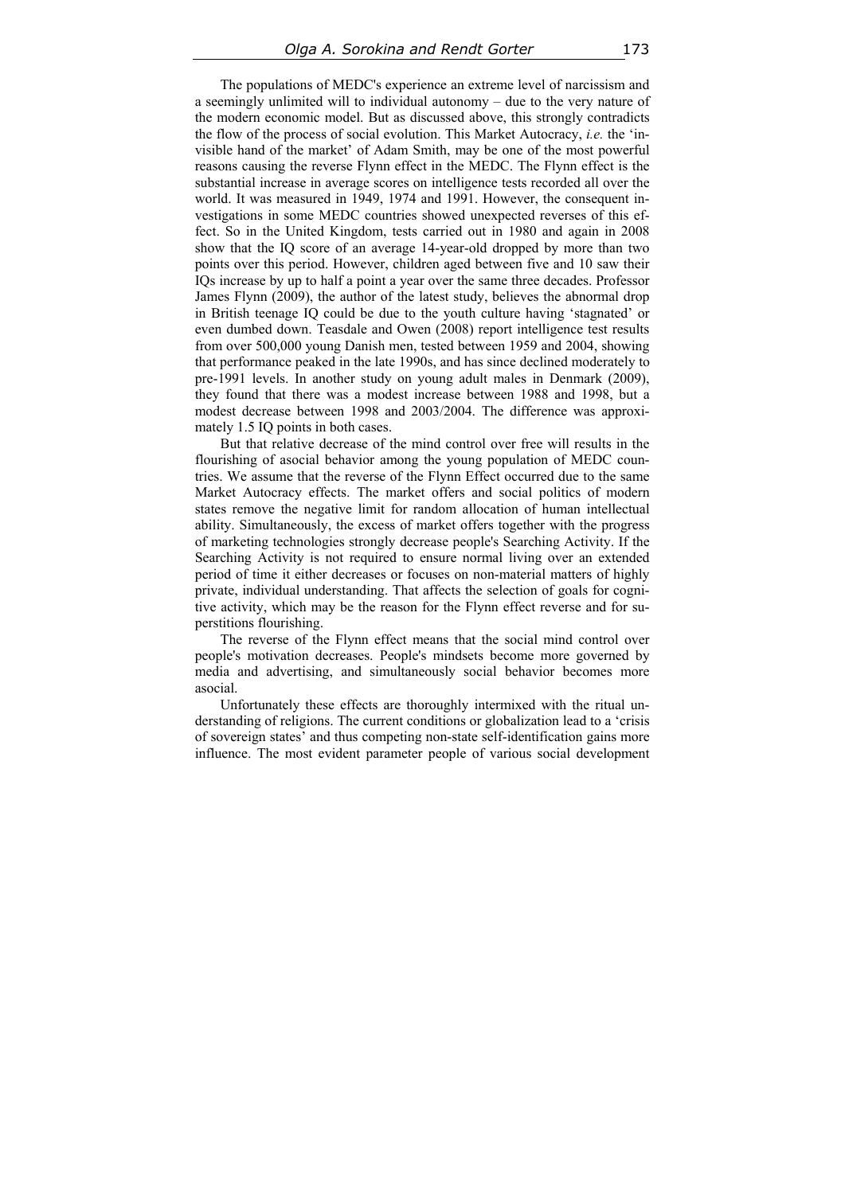The populations of MEDC's experience an extreme level of narcissism and a seemingly unlimited will to individual autonomy – due to the very nature of the modern economic model. But as discussed above, this strongly contradicts the flow of the process of social evolution. This Market Autocracy, *i.e.* the 'invisible hand of the market' of Adam Smith, may be one of the most powerful reasons causing the reverse Flynn effect in the MEDC. The Flynn effect is the substantial increase in average scores on intelligence tests recorded all over the world. It was measured in 1949, 1974 and 1991. However, the consequent investigations in some MEDC countries showed unexpected reverses of this effect. So in the United Kingdom, tests carried out in 1980 and again in 2008 show that the IQ score of an average 14-year-old dropped by more than two points over this period. However, children aged between five and 10 saw their IQs increase by up to half a point a year over the same three decades. Professor James Flynn (2009), the author of the latest study, believes the abnormal drop in British teenage IQ could be due to the youth culture having 'stagnated' or even dumbed down. Teasdale and Owen (2008) report intelligence test results from over 500,000 young Danish men, tested between 1959 and 2004, showing that performance peaked in the late 1990s, and has since declined moderately to pre-1991 levels. In another study on young adult males in Denmark (2009), they found that there was a modest increase between 1988 and 1998, but a modest decrease between 1998 and 2003/2004. The difference was approximately 1.5 IQ points in both cases.

But that relative decrease of the mind control over free will results in the flourishing of asocial behavior among the young population of MEDC countries. We assume that the reverse of the Flynn Effect occurred due to the same Market Autocracy effects. The market offers and social politics of modern states remove the negative limit for random allocation of human intellectual ability. Simultaneously, the excess of market offers together with the progress of marketing technologies strongly decrease people's Searching Activity. If the Searching Activity is not required to ensure normal living over an extended period of time it either decreases or focuses on non-material matters of highly private, individual understanding. That affects the selection of goals for cognitive activity, which may be the reason for the Flynn effect reverse and for superstitions flourishing.

The reverse of the Flynn effect means that the social mind control over people's motivation decreases. People's mindsets become more governed by media and advertising, and simultaneously social behavior becomes more asocial.

Unfortunately these effects are thoroughly intermixed with the ritual understanding of religions. The current conditions or globalization lead to a 'crisis of sovereign states' and thus competing non-state self-identification gains more influence. The most evident parameter people of various social development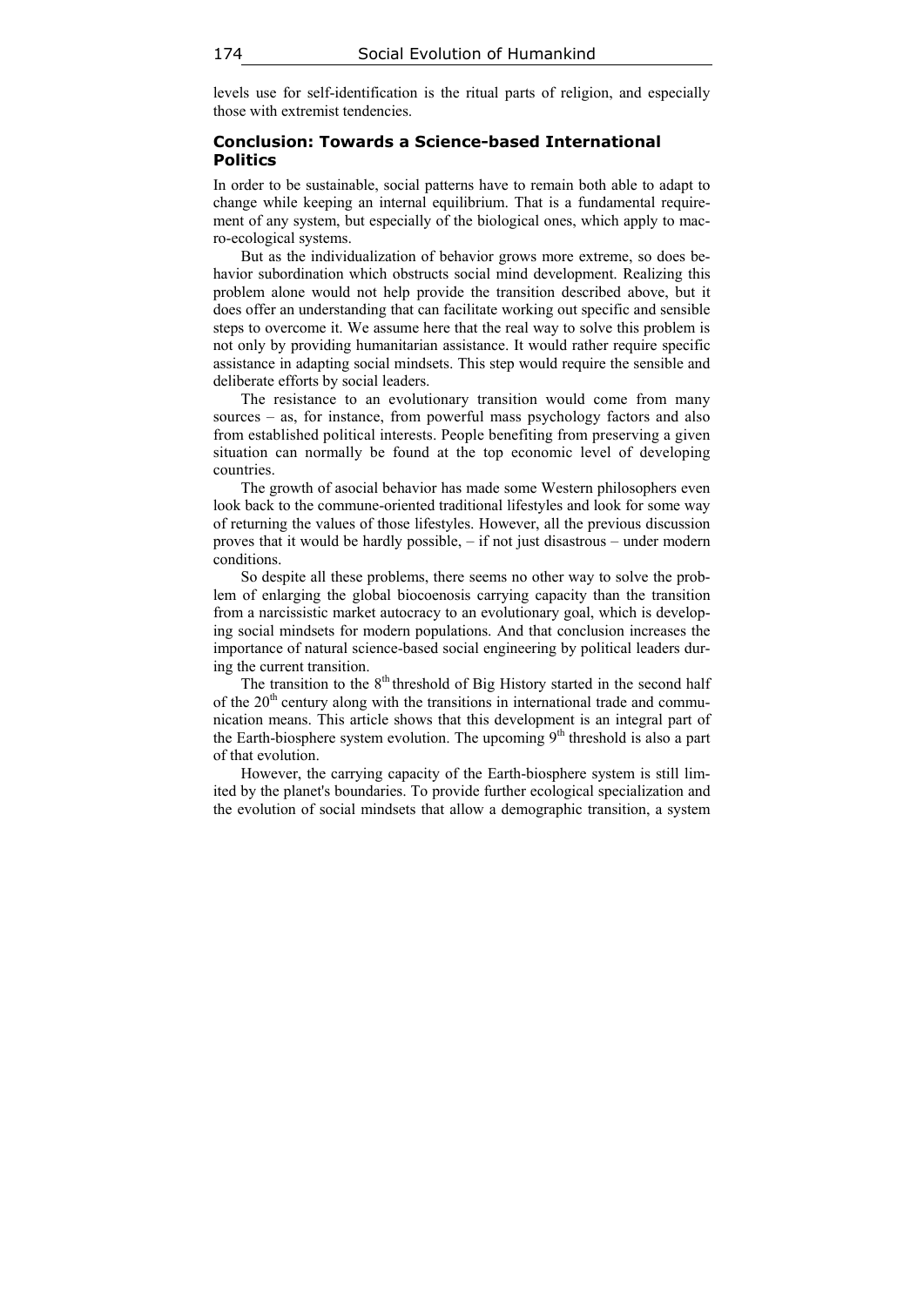levels use for self-identification is the ritual parts of religion, and especially those with extremist tendencies.

## Conclusion: Towards a Science-based International Politics

In order to be sustainable, social patterns have to remain both able to adapt to change while keeping an internal equilibrium. That is a fundamental requirement of any system, but especially of the biological ones, which apply to macro-ecological systems.

But as the individualization of behavior grows more extreme, so does behavior subordination which obstructs social mind development. Realizing this problem alone would not help provide the transition described above, but it does offer an understanding that can facilitate working out specific and sensible steps to overcome it. We assume here that the real way to solve this problem is not only by providing humanitarian assistance. It would rather require specific assistance in adapting social mindsets. This step would require the sensible and deliberate efforts by social leaders.

The resistance to an evolutionary transition would come from many sources – as, for instance, from powerful mass psychology factors and also from established political interests. People benefiting from preserving a given situation can normally be found at the top economic level of developing countries.

The growth of asocial behavior has made some Western philosophers even look back to the commune-oriented traditional lifestyles and look for some way of returning the values of those lifestyles. However, all the previous discussion proves that it would be hardly possible, – if not just disastrous – under modern conditions.

So despite all these problems, there seems no other way to solve the problem of enlarging the global biocoenosis carrying capacity than the transition from a narcissistic market autocracy to an evolutionary goal, which is developing social mindsets for modern populations. And that conclusion increases the importance of natural science-based social engineering by political leaders during the current transition.

The transition to the 8th threshold of Big History started in the second half of the 20th century along with the transitions in international trade and communication means. This article shows that this development is an integral part of the Earth-biosphere system evolution. The upcoming 9th threshold is also a part of that evolution.

However, the carrying capacity of the Earth-biosphere system is still limited by the planet's boundaries. To provide further ecological specialization and the evolution of social mindsets that allow a demographic transition, a system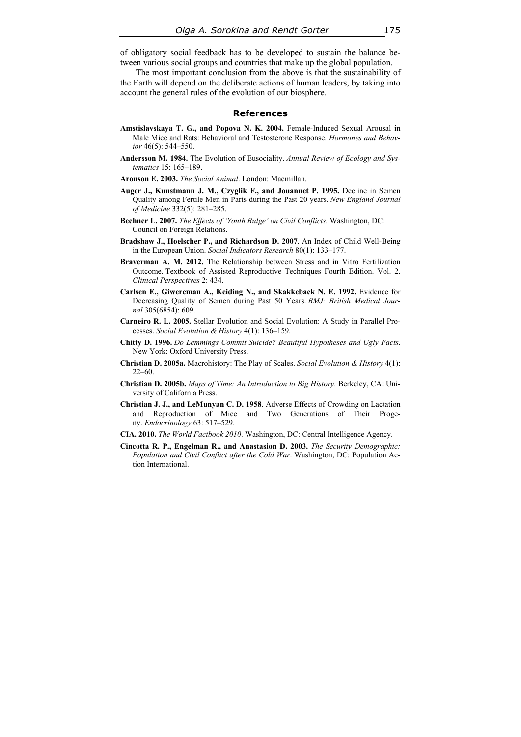of obligatory social feedback has to be developed to sustain the balance between various social groups and countries that make up the global population.

The most important conclusion from the above is that the sustainability of the Earth will depend on the deliberate actions of human leaders, by taking into account the general rules of the evolution of our biosphere.

## References

**Amstislavskaya T. G., and Popova N. K. 2004.** Female-Induced Sexual Arousal in Male Mice and Rats: Behavioral and Testosterone Response. *Hormones and Behavior* 46(5): 544–550.

**Andersson M. 1984.** The Evolution of Eusociality. *Annual Review of Ecology and Systematics* 15: 165–189.

**Aronson E. 2003.** *The Social Animal*. London: Macmillan.

**Auger J., Kunstmann J. M., Czyglik F., and Jouannet P. 1995.** Decline in Semen Quality among Fertile Men in Paris during the Past 20 years. *New England Journal of Medicine* 332(5): 281–285.

**Beehner L. 2007.** *The Effects of 'Youth Bulge' on Civil Conflicts*. Washington, DC: Council on Foreign Relations.

**Bradshaw J., Hoelscher P., and Richardson D. 2007**. An Index of Child Well-Being in the European Union. *Social Indicators Research* 80(1): 133–177.

**Braverman A. M. 2012.** The Relationship between Stress and in Vitro Fertilization Outcome. Textbook of Assisted Reproductive Techniques Fourth Edition. Vol. 2. *Clinical Perspectives* 2: 434.

**Carlsen E., Giwercman A., Keiding N., and Skakkebaek N. E. 1992.** Evidence for Decreasing Quality of Semen during Past 50 Years. *BMJ: British Medical Journal* 305(6854): 609.

**Carneiro R. L. 2005.** Stellar Evolution and Social Evolution: A Study in Parallel Processes. *Social Evolution & History* 4(1): 136–159.

**Chitty D. 1996.** *Do Lemmings Commit Suicide? Beautiful Hypotheses and Ugly Facts*. New York: Oxford University Press.

**Christian D. 2005a.** Macrohistory: The Play of Scales. *Social Evolution & History* 4(1): 22–60.

**Christian D. 2005b.** *Maps of Time: An Introduction to Big History*. Berkeley, CA: University of California Press.

**Christian J. J., and LeMunyan C. D. 1958**. Adverse Effects of Crowding on Lactation and Reproduction of Mice and Two Generations of Their Progeny. *Endocrinology* 63: 517–529.

**CIA. 2010.** *The World Factbook 2010*. Washington, DC: Central Intelligence Agency.

**Cincotta R. P., Engelman R., and Anastasion D. 2003.** *The Security Demographic: Population and Civil Conflict after the Cold War*. Washington, DC: Population Action International.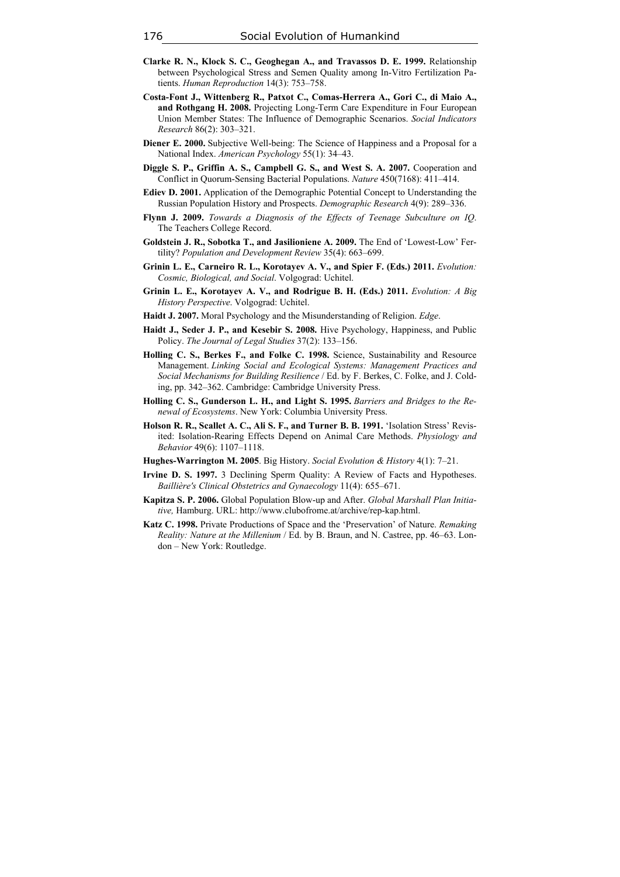**Clarke R. N., Klock S. C., Geoghegan A., and Travassos D. E. 1999.** Relationship between Psychological Stress and Semen Quality among In-Vitro Fertilization Patients. *Human Reproduction* 14(3): 753–758.

**Costa-Font J., Wittenberg R., Patxot C., Comas-Herrera A., Gori C., di Maio A., and Rothgang H. 2008.** Projecting Long-Term Care Expenditure in Four European Union Member States: The Influence of Demographic Scenarios. *Social Indicators Research* 86(2): 303–321.

**Diener E. 2000.** Subjective Well-being: The Science of Happiness and a Proposal for a National Index. *American Psychology* 55(1): 34–43.

**Diggle S. P., Griffin A. S., Campbell G. S., and West S. A. 2007.** Cooperation and Conflict in Quorum-Sensing Bacterial Populations. *Nature* 450(7168): 411–414.

**Ediev D. 2001.** Application of the Demographic Potential Concept to Understanding the Russian Population History and Prospects. *Demographic Research* 4(9): 289–336.

**Flynn J. 2009.** *Towards a Diagnosis of the Effects of Teenage Subculture on IQ*. The Teachers College Record.

**Goldstein J. R., Sobotka T., and Jasilioniene A. 2009.** The End of 'Lowest-Low' Fertility? *Population and Development Review* 35(4): 663–699.

**Grinin L. E., Carneiro R. L., Korotayev A. V., and Spier F. (Eds.) 2011.** *Evolution: Cosmic, Biological, and Social*. Volgograd: Uchitel.

**Grinin L. E., Korotayev A. V., and Rodrigue B. H. (Eds.) 2011.** *Evolution: A Big History Perspective*. Volgograd: Uchitel.

**Haidt J. 2007.** Moral Psychology and the Misunderstanding of Religion. *Edge*.

**Haidt J., Seder J. P., and Kesebir S. 2008.** Hive Psychology, Happiness, and Public Policy. *The Journal of Legal Studies* 37(2): 133–156.

**Holling C. S., Berkes F., and Folke C. 1998.** Science, Sustainability and Resource Management. *Linking Social and Ecological Systems: Management Practices and Social Mechanisms for Building Resilience* / Ed. by F. Berkes, C. Folke, and J. Colding, pp. 342–362. Cambridge: Cambridge University Press.

**Holling C. S., Gunderson L. H., and Light S. 1995.** *Barriers and Bridges to the Renewal of Ecosystems*. New York: Columbia University Press.

**Holson R. R., Scallet A. C., Ali S. F., and Turner B. B. 1991.** 'Isolation Stress' Revisited: Isolation-Rearing Effects Depend on Animal Care Methods. *Physiology and Behavior* 49(6): 1107–1118.

**Hughes-Warrington M. 2005**. Big History. *Social Evolution & History* 4(1): 7–21.

**Irvine D. S. 1997.** 3 Declining Sperm Quality: A Review of Facts and Hypotheses. *Baillière's Clinical Obstetrics and Gynaecology* 11(4): 655–671.

**Kapitza S. P. 2006.** Global Population Blow-up and After. *Global Marshall Plan Initiative,* Hamburg. URL: http://www.clubofrome.at/archive/rep-kap.html.

**Katz C. 1998.** Private Productions of Space and the 'Preservation' of Nature. *Remaking Reality: Nature at the Millenium* / Ed. by B. Braun, and N. Castree, pp. 46–63. London – New York: Routledge.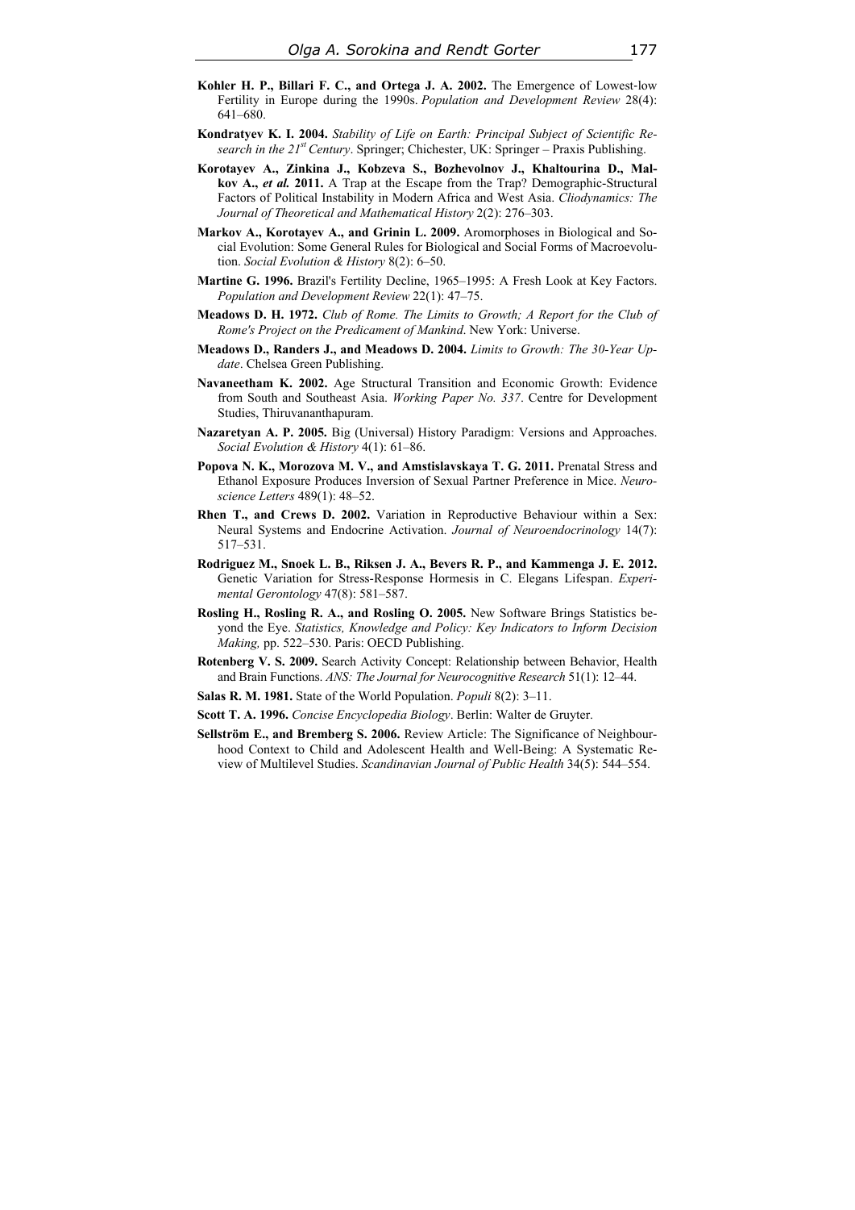**Kohler H. P., Billari F. C., and Ortega J. A. 2002.** The Emergence of Lowest-low Fertility in Europe during the 1990s. *Population and Development Review* 28(4): 641–680.

**Kondratyev K. I. 2004.** *Stability of Life on Earth: Principal Subject of Scientific Research in the 21st Century*. Springer; Chichester, UK: Springer – Praxis Publishing.

**Korotayev A., Zinkina J., Kobzeva S., Bozhevolnov J., Khaltourina D., Malkov A., *et al.* 2011.** A Trap at the Escape from the Trap? Demographic-Structural Factors of Political Instability in Modern Africa and West Asia. *Cliodynamics: The Journal of Theoretical and Mathematical History* 2(2): 276–303.

**Markov A., Korotayev A., and Grinin L. 2009.** Aromorphoses in Biological and Social Evolution: Some General Rules for Biological and Social Forms of Macroevolution. *Social Evolution & History* 8(2): 6–50.

**Martine G. 1996.** Brazil's Fertility Decline, 1965–1995: A Fresh Look at Key Factors. *Population and Development Review* 22(1): 47–75.

**Meadows D. H. 1972.** *Club of Rome. The Limits to Growth; A Report for the Club of Rome's Project on the Predicament of Mankind*. New York: Universe.

**Meadows D., Randers J., and Meadows D. 2004.** *Limits to Growth: The 30-Year Update*. Chelsea Green Publishing.

**Navaneetham K. 2002.** Age Structural Transition and Economic Growth: Evidence from South and Southeast Asia. *Working Paper No. 337*. Centre for Development Studies, Thiruvananthapuram.

**Nazaretyan A. P. 2005.** Big (Universal) History Paradigm: Versions and Approaches. *Social Evolution & History* 4(1): 61–86.

**Popova N. K., Morozova M. V., and Amstislavskaya T. G. 2011.** Prenatal Stress and Ethanol Exposure Produces Inversion of Sexual Partner Preference in Mice. *Neuroscience Letters* 489(1): 48–52.

**Rhen T., and Crews D. 2002.** Variation in Reproductive Behaviour within a Sex: Neural Systems and Endocrine Activation. *Journal of Neuroendocrinology* 14(7): 517–531.

**Rodriguez M., Snoek L. B., Riksen J. A., Bevers R. P., and Kammenga J. E. 2012.** Genetic Variation for Stress-Response Hormesis in C. Elegans Lifespan. *Experimental Gerontology* 47(8): 581–587.

**Rosling H., Rosling R. A., and Rosling O. 2005.** New Software Brings Statistics beyond the Eye. *Statistics, Knowledge and Policy: Key Indicators to Inform Decision Making,* pp. 522–530. Paris: OECD Publishing.

**Rotenberg V. S. 2009.** Search Activity Concept: Relationship between Behavior, Health and Brain Functions. *ANS: The Journal for Neurocognitive Research* 51(1): 12–44.

**Salas R. M. 1981.** State of the World Population. *Populi* 8(2): 3–11.

**Scott T. A. 1996.** *Concise Encyclopedia Biology*. Berlin: Walter de Gruyter.

**Sellström E., and Bremberg S. 2006.** Review Article: The Significance of Neighbourhood Context to Child and Adolescent Health and Well-Being: A Systematic Review of Multilevel Studies. *Scandinavian Journal of Public Health* 34(5): 544–554.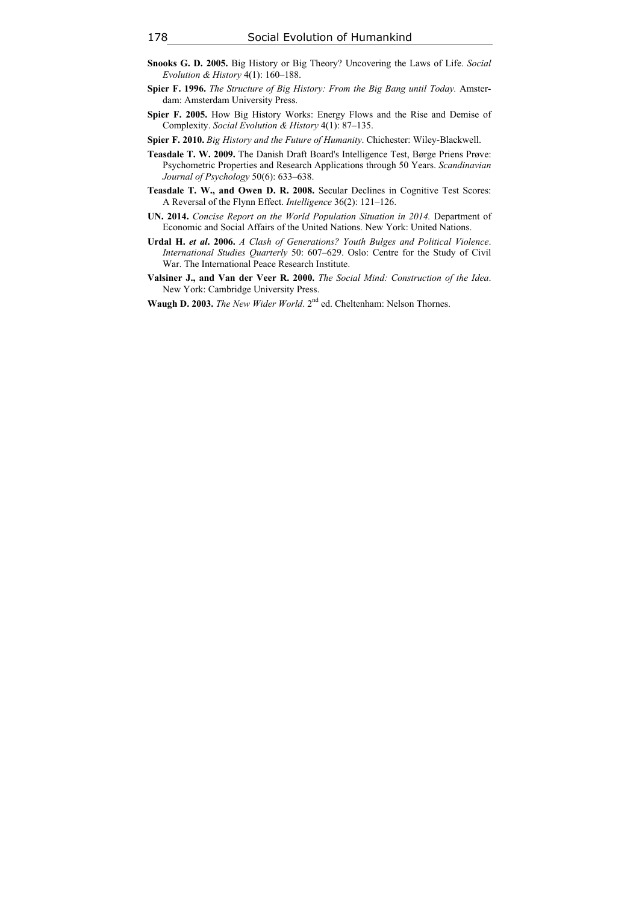**Snooks G. D. 2005.** Big History or Big Theory? Uncovering the Laws of Life. *Social Evolution & History* 4(1): 160–188.

**Spier F. 1996.** *The Structure of Big History: From the Big Bang until Today.* Amsterdam: Amsterdam University Press.

**Spier F. 2005.** How Big History Works: Energy Flows and the Rise and Demise of Complexity. *Social Evolution & History* 4(1): 87–135.

**Spier F. 2010.** *Big History and the Future of Humanity*. Chichester: Wiley-Blackwell.

**Teasdale T. W. 2009.** The Danish Draft Board's Intelligence Test, Børge Priens Prøve: Psychometric Properties and Research Applications through 50 Years. *Scandinavian Journal of Psychology* 50(6): 633–638.

**Teasdale T. W., and Owen D. R. 2008.** Secular Declines in Cognitive Test Scores: A Reversal of the Flynn Effect. *Intelligence* 36(2): 121–126.

**UN. 2014.** *Concise Report on the World Population Situation in 2014.* Department of Economic and Social Affairs of the United Nations. New York: United Nations.

**Urdal H. *et al*. 2006.** *A Clash of Generations? Youth Bulges and Political Violence*. *International Studies Quarterly* 50: 607–629. Oslo: Centre for the Study of Civil War. The International Peace Research Institute.

**Valsiner J., and Van der Veer R. 2000.** *The Social Mind: Construction of the Idea*. New York: Cambridge University Press.

**Waugh D. 2003.** *The New Wider World*. 2nd ed. Cheltenham: Nelson Thornes.